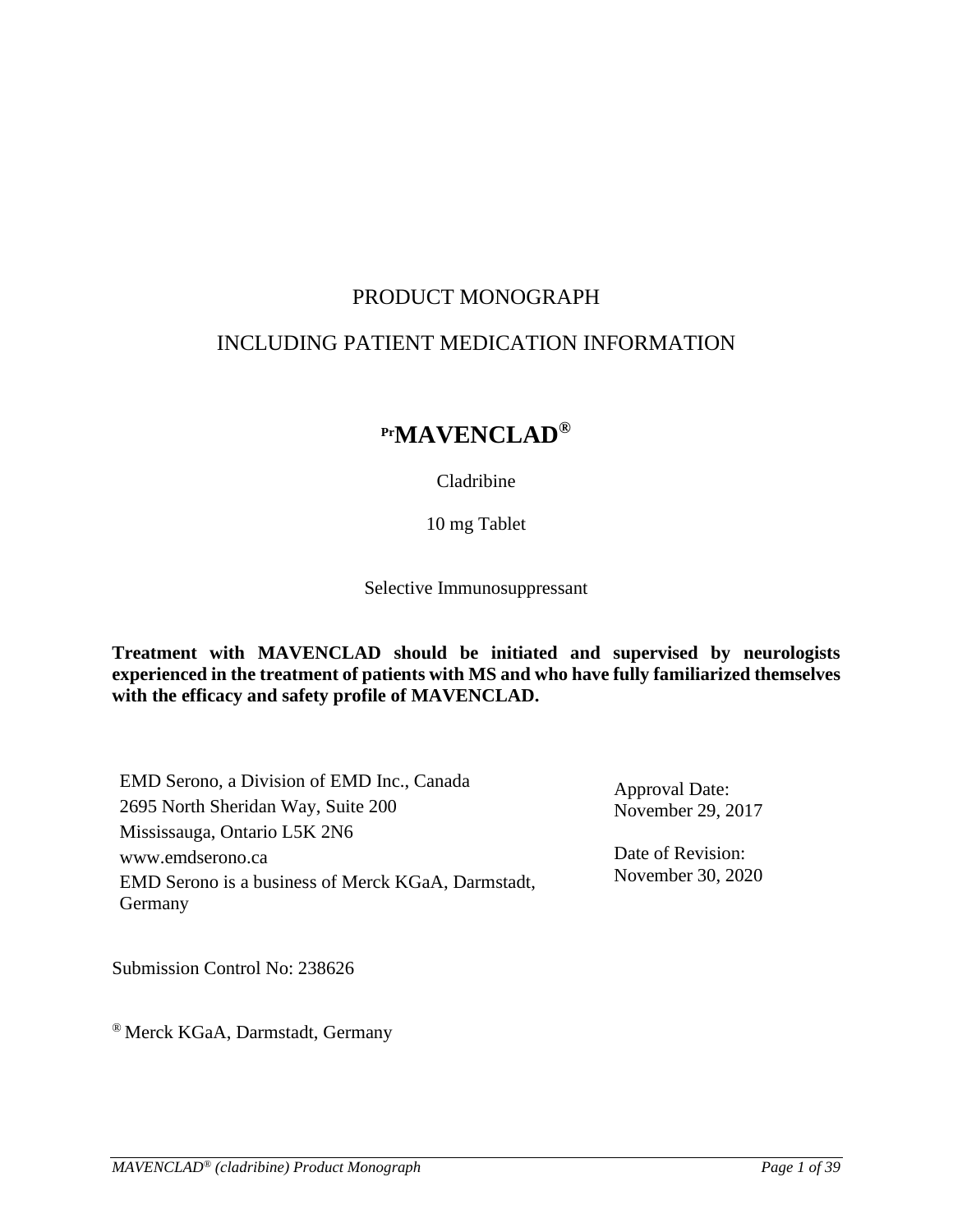# PRODUCT MONOGRAPH

# INCLUDING PATIENT MEDICATION INFORMATION

## PrMAVENCLAD®

Cladribine

10 mg Tablet

Selective Immunosuppressant

**Treatment with MAVENCLAD should be initiated and supervised by neurologists experienced in the treatment of patients with MS and who have fully familiarized themselves with the efficacy and safety profile of MAVENCLAD.**

EMD Serono, a Division of EMD Inc., Canada
2695 North Sheridan Way, Suite 200
Mississauga, Ontario L5K 2N6
www.emdserono.ca
EMD Serono is a business of Merck KGaA, Darmstadt, Germany

Approval Date:
November 29, 2017

Date of Revision:
November 30, 2020

Submission Control No: 238626

® Merck KGaA, Darmstadt, Germany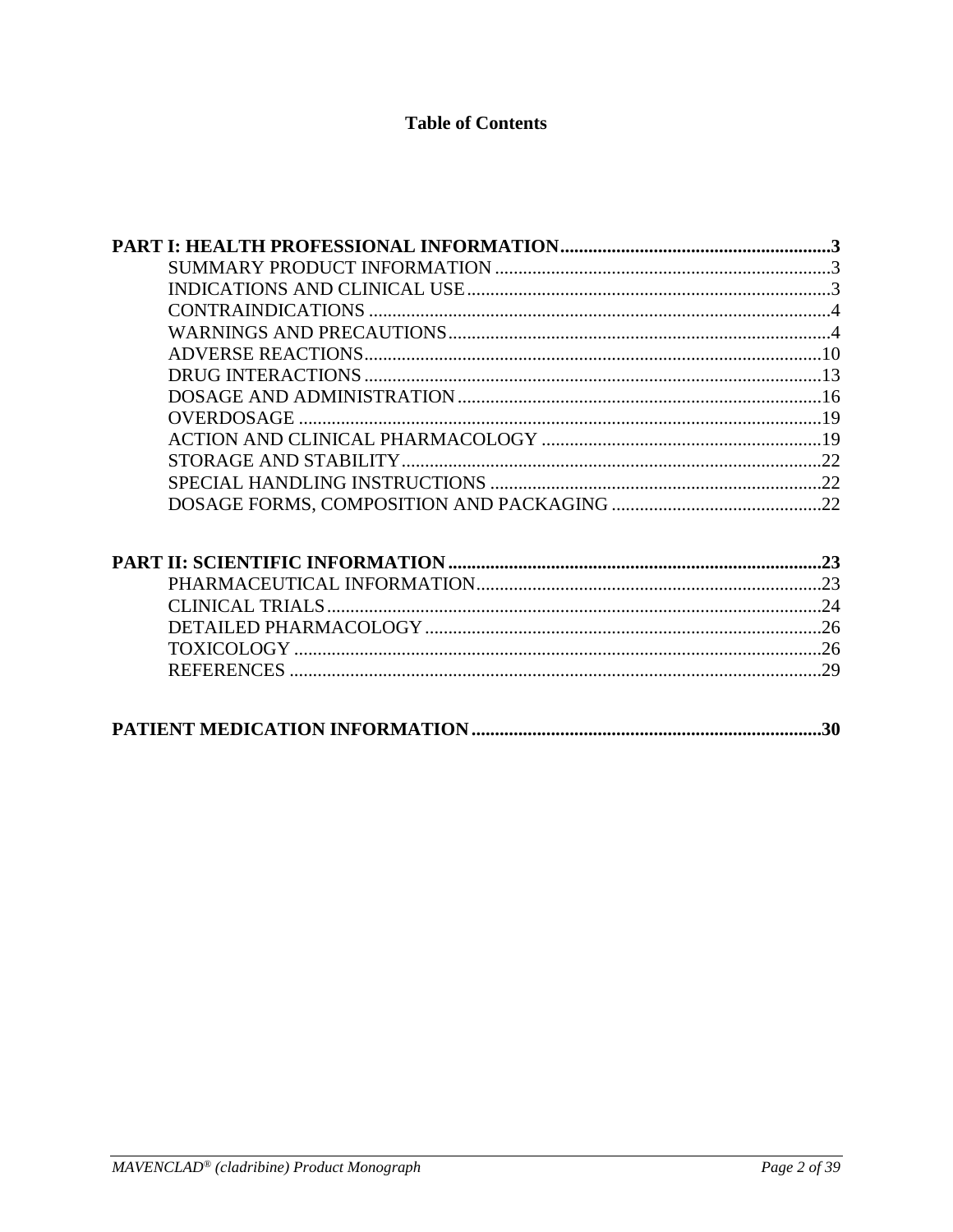# Table of Contents

**PART I: HEALTH PROFESSIONAL INFORMATION........................................................3**

- SUMMARY PRODUCT INFORMATION........................................................................3
- INDICATIONS AND CLINICAL USE..............................................................................3
- CONTRAINDICATIONS..................................................................................................4
- WARNINGS AND PRECAUTIONS..................................................................................4
- ADVERSE REACTIONS...................................................................................................10
- DRUG INTERACTIONS...................................................................................................13
- DOSAGE AND ADMINISTRATION...............................................................................16
- OVERDOSAGE...............................................................................................................19
- ACTION AND CLINICAL PHARMACOLOGY.............................................................19
- STORAGE AND STABILITY..........................................................................................22
- SPECIAL HANDLING INSTRUCTIONS........................................................................22
- DOSAGE FORMS, COMPOSITION AND PACKAGING..............................................22

**PART II: SCIENTIFIC INFORMATION...............................................................................23**

- PHARMACEUTICAL INFORMATION..........................................................................23
- CLINICAL TRIALS..........................................................................................................24
- DETAILED PHARMACOLOGY......................................................................................26
- TOXICOLOGY..................................................................................................................26
- REFERENCES...................................................................................................................29

**PATIENT MEDICATION INFORMATION...........................................................................30**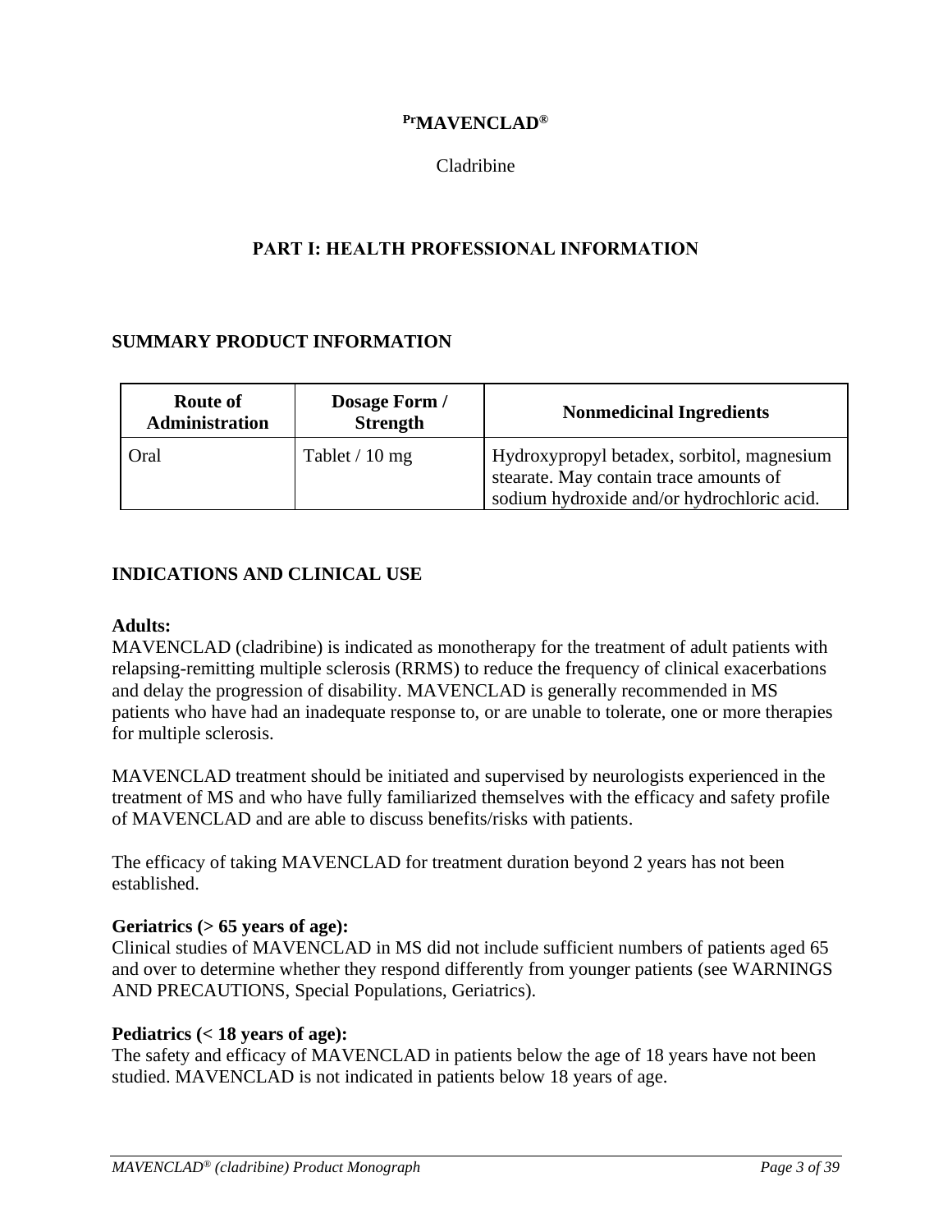# [Pr]MAVENCLAD®

Cladribine

## PART I: HEALTH PROFESSIONAL INFORMATION

### SUMMARY PRODUCT INFORMATION

| Route of Administration | Dosage Form / Strength | Nonmedicinal Ingredients |
|---|---|---|
| Oral | Tablet / 10 mg | Hydroxypropyl betadex, sorbitol, magnesium stearate. May contain trace amounts of sodium hydroxide and/or hydrochloric acid. |

### INDICATIONS AND CLINICAL USE

**Adults:**
MAVENCLAD (cladribine) is indicated as monotherapy for the treatment of adult patients with relapsing-remitting multiple sclerosis (RRMS) to reduce the frequency of clinical exacerbations and delay the progression of disability. MAVENCLAD is generally recommended in MS patients who have had an inadequate response to, or are unable to tolerate, one or more therapies for multiple sclerosis.

MAVENCLAD treatment should be initiated and supervised by neurologists experienced in the treatment of MS and who have fully familiarized themselves with the efficacy and safety profile of MAVENCLAD and are able to discuss benefits/risks with patients.

The efficacy of taking MAVENCLAD for treatment duration beyond 2 years has not been established.

**Geriatrics (> 65 years of age):**
Clinical studies of MAVENCLAD in MS did not include sufficient numbers of patients aged 65 and over to determine whether they respond differently from younger patients (see WARNINGS AND PRECAUTIONS, Special Populations, Geriatrics).

**Pediatrics (< 18 years of age):**
The safety and efficacy of MAVENCLAD in patients below the age of 18 years have not been studied. MAVENCLAD is not indicated in patients below 18 years of age.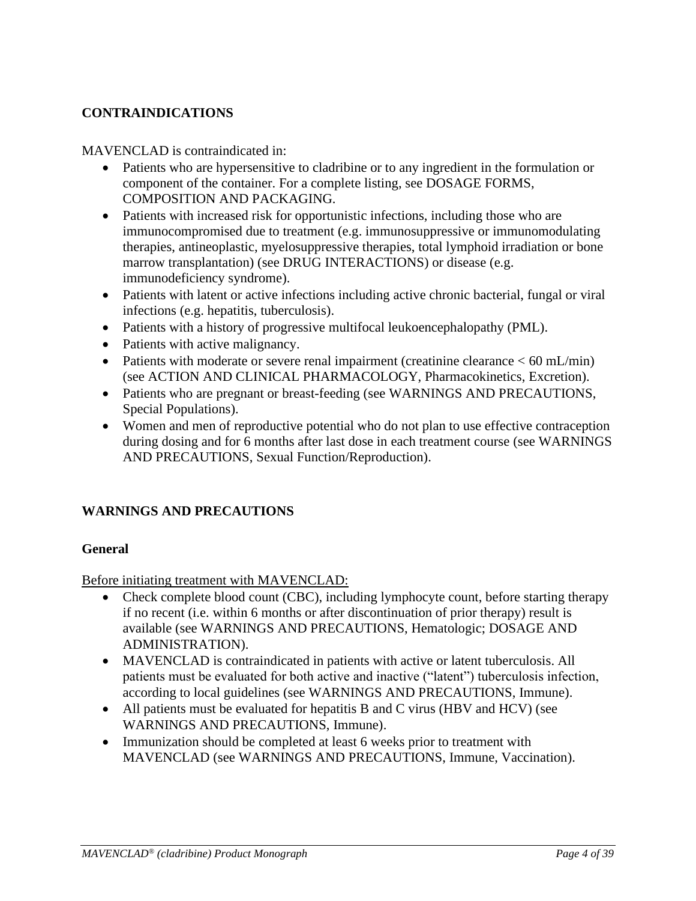## CONTRAINDICATIONS

MAVENCLAD is contraindicated in:

- Patients who are hypersensitive to cladribine or to any ingredient in the formulation or component of the container. For a complete listing, see DOSAGE FORMS, COMPOSITION AND PACKAGING.
- Patients with increased risk for opportunistic infections, including those who are immunocompromised due to treatment (e.g. immunosuppressive or immunomodulating therapies, antineoplastic, myelosuppressive therapies, total lymphoid irradiation or bone marrow transplantation) (see DRUG INTERACTIONS) or disease (e.g. immunodeficiency syndrome).
- Patients with latent or active infections including active chronic bacterial, fungal or viral infections (e.g. hepatitis, tuberculosis).
- Patients with a history of progressive multifocal leukoencephalopathy (PML).
- Patients with active malignancy.
- Patients with moderate or severe renal impairment (creatinine clearance < 60 mL/min) (see ACTION AND CLINICAL PHARMACOLOGY, Pharmacokinetics, Excretion).
- Patients who are pregnant or breast-feeding (see WARNINGS AND PRECAUTIONS, Special Populations).
- Women and men of reproductive potential who do not plan to use effective contraception during dosing and for 6 months after last dose in each treatment course (see WARNINGS AND PRECAUTIONS, Sexual Function/Reproduction).

## WARNINGS AND PRECAUTIONS

### General

<u>Before initiating treatment with MAVENCLAD:</u>

- Check complete blood count (CBC), including lymphocyte count, before starting therapy if no recent (i.e. within 6 months or after discontinuation of prior therapy) result is available (see WARNINGS AND PRECAUTIONS, Hematologic; DOSAGE AND ADMINISTRATION).
- MAVENCLAD is contraindicated in patients with active or latent tuberculosis. All patients must be evaluated for both active and inactive ("latent") tuberculosis infection, according to local guidelines (see WARNINGS AND PRECAUTIONS, Immune).
- All patients must be evaluated for hepatitis B and C virus (HBV and HCV) (see WARNINGS AND PRECAUTIONS, Immune).
- Immunization should be completed at least 6 weeks prior to treatment with MAVENCLAD (see WARNINGS AND PRECAUTIONS, Immune, Vaccination).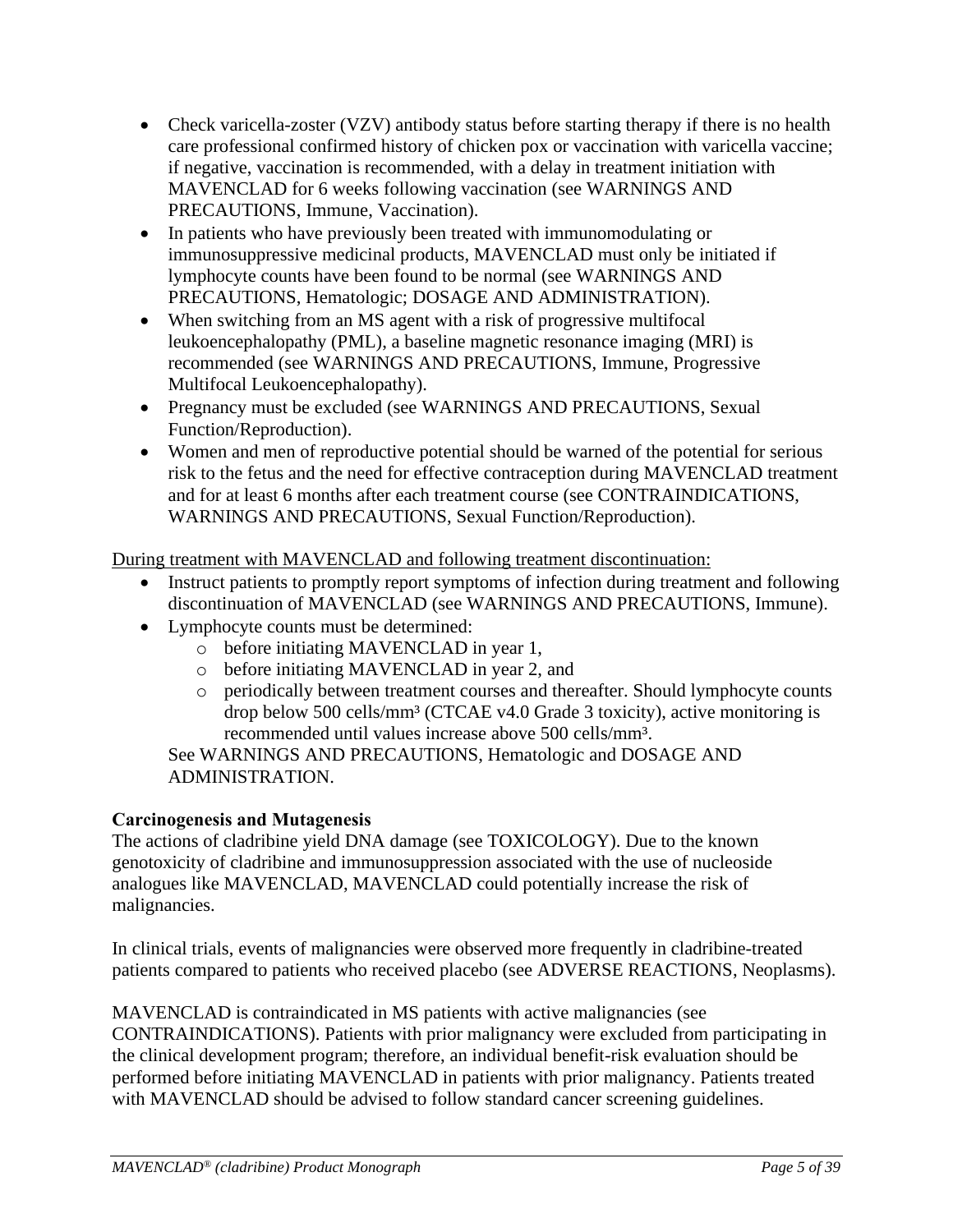- Check varicella-zoster (VZV) antibody status before starting therapy if there is no health care professional confirmed history of chicken pox or vaccination with varicella vaccine; if negative, vaccination is recommended, with a delay in treatment initiation with MAVENCLAD for 6 weeks following vaccination (see WARNINGS AND PRECAUTIONS, Immune, Vaccination).
- In patients who have previously been treated with immunomodulating or immunosuppressive medicinal products, MAVENCLAD must only be initiated if lymphocyte counts have been found to be normal (see WARNINGS AND PRECAUTIONS, Hematologic; DOSAGE AND ADMINISTRATION).
- When switching from an MS agent with a risk of progressive multifocal leukoencephalopathy (PML), a baseline magnetic resonance imaging (MRI) is recommended (see WARNINGS AND PRECAUTIONS, Immune, Progressive Multifocal Leukoencephalopathy).
- Pregnancy must be excluded (see WARNINGS AND PRECAUTIONS, Sexual Function/Reproduction).
- Women and men of reproductive potential should be warned of the potential for serious risk to the fetus and the need for effective contraception during MAVENCLAD treatment and for at least 6 months after each treatment course (see CONTRAINDICATIONS, WARNINGS AND PRECAUTIONS, Sexual Function/Reproduction).

<u>During treatment with MAVENCLAD and following treatment discontinuation:</u>

- Instruct patients to promptly report symptoms of infection during treatment and following discontinuation of MAVENCLAD (see WARNINGS AND PRECAUTIONS, Immune).
- Lymphocyte counts must be determined:
  - before initiating MAVENCLAD in year 1,
  - before initiating MAVENCLAD in year 2, and
  - periodically between treatment courses and thereafter. Should lymphocyte counts drop below 500 cells/mm³ (CTCAE v4.0 Grade 3 toxicity), active monitoring is recommended until values increase above 500 cells/mm³.

  See WARNINGS AND PRECAUTIONS, Hematologic and DOSAGE AND ADMINISTRATION.

**Carcinogenesis and Mutagenesis**

The actions of cladribine yield DNA damage (see TOXICOLOGY). Due to the known genotoxicity of cladribine and immunosuppression associated with the use of nucleoside analogues like MAVENCLAD, MAVENCLAD could potentially increase the risk of malignancies.

In clinical trials, events of malignancies were observed more frequently in cladribine-treated patients compared to patients who received placebo (see ADVERSE REACTIONS, Neoplasms).

MAVENCLAD is contraindicated in MS patients with active malignancies (see CONTRAINDICATIONS). Patients with prior malignancy were excluded from participating in the clinical development program; therefore, an individual benefit-risk evaluation should be performed before initiating MAVENCLAD in patients with prior malignancy. Patients treated with MAVENCLAD should be advised to follow standard cancer screening guidelines.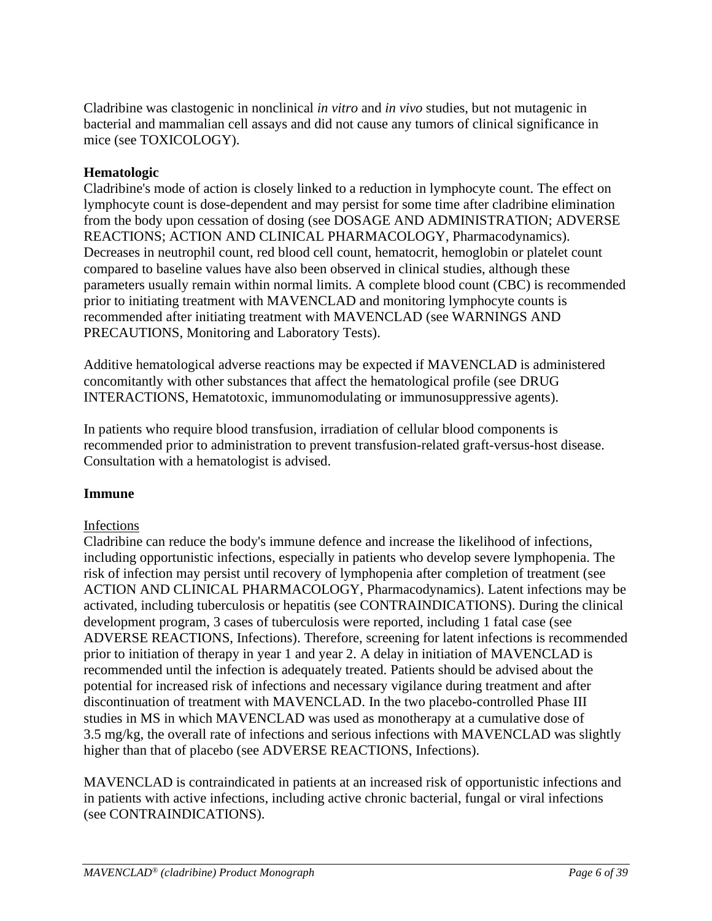Cladribine was clastogenic in nonclinical *in vitro* and *in vivo* studies, but not mutagenic in bacterial and mammalian cell assays and did not cause any tumors of clinical significance in mice (see TOXICOLOGY).

**Hematologic**

Cladribine's mode of action is closely linked to a reduction in lymphocyte count. The effect on lymphocyte count is dose-dependent and may persist for some time after cladribine elimination from the body upon cessation of dosing (see DOSAGE AND ADMINISTRATION; ADVERSE REACTIONS; ACTION AND CLINICAL PHARMACOLOGY, Pharmacodynamics). Decreases in neutrophil count, red blood cell count, hematocrit, hemoglobin or platelet count compared to baseline values have also been observed in clinical studies, although these parameters usually remain within normal limits. A complete blood count (CBC) is recommended prior to initiating treatment with MAVENCLAD and monitoring lymphocyte counts is recommended after initiating treatment with MAVENCLAD (see WARNINGS AND PRECAUTIONS, Monitoring and Laboratory Tests).

Additive hematological adverse reactions may be expected if MAVENCLAD is administered concomitantly with other substances that affect the hematological profile (see DRUG INTERACTIONS, Hematotoxic, immunomodulating or immunosuppressive agents).

In patients who require blood transfusion, irradiation of cellular blood components is recommended prior to administration to prevent transfusion-related graft-versus-host disease. Consultation with a hematologist is advised.

**Immune**

Infections

Cladribine can reduce the body's immune defence and increase the likelihood of infections, including opportunistic infections, especially in patients who develop severe lymphopenia. The risk of infection may persist until recovery of lymphopenia after completion of treatment (see ACTION AND CLINICAL PHARMACOLOGY, Pharmacodynamics). Latent infections may be activated, including tuberculosis or hepatitis (see CONTRAINDICATIONS). During the clinical development program, 3 cases of tuberculosis were reported, including 1 fatal case (see ADVERSE REACTIONS, Infections). Therefore, screening for latent infections is recommended prior to initiation of therapy in year 1 and year 2. A delay in initiation of MAVENCLAD is recommended until the infection is adequately treated. Patients should be advised about the potential for increased risk of infections and necessary vigilance during treatment and after discontinuation of treatment with MAVENCLAD. In the two placebo-controlled Phase III studies in MS in which MAVENCLAD was used as monotherapy at a cumulative dose of 3.5 mg/kg, the overall rate of infections and serious infections with MAVENCLAD was slightly higher than that of placebo (see ADVERSE REACTIONS, Infections).

MAVENCLAD is contraindicated in patients at an increased risk of opportunistic infections and in patients with active infections, including active chronic bacterial, fungal or viral infections (see CONTRAINDICATIONS).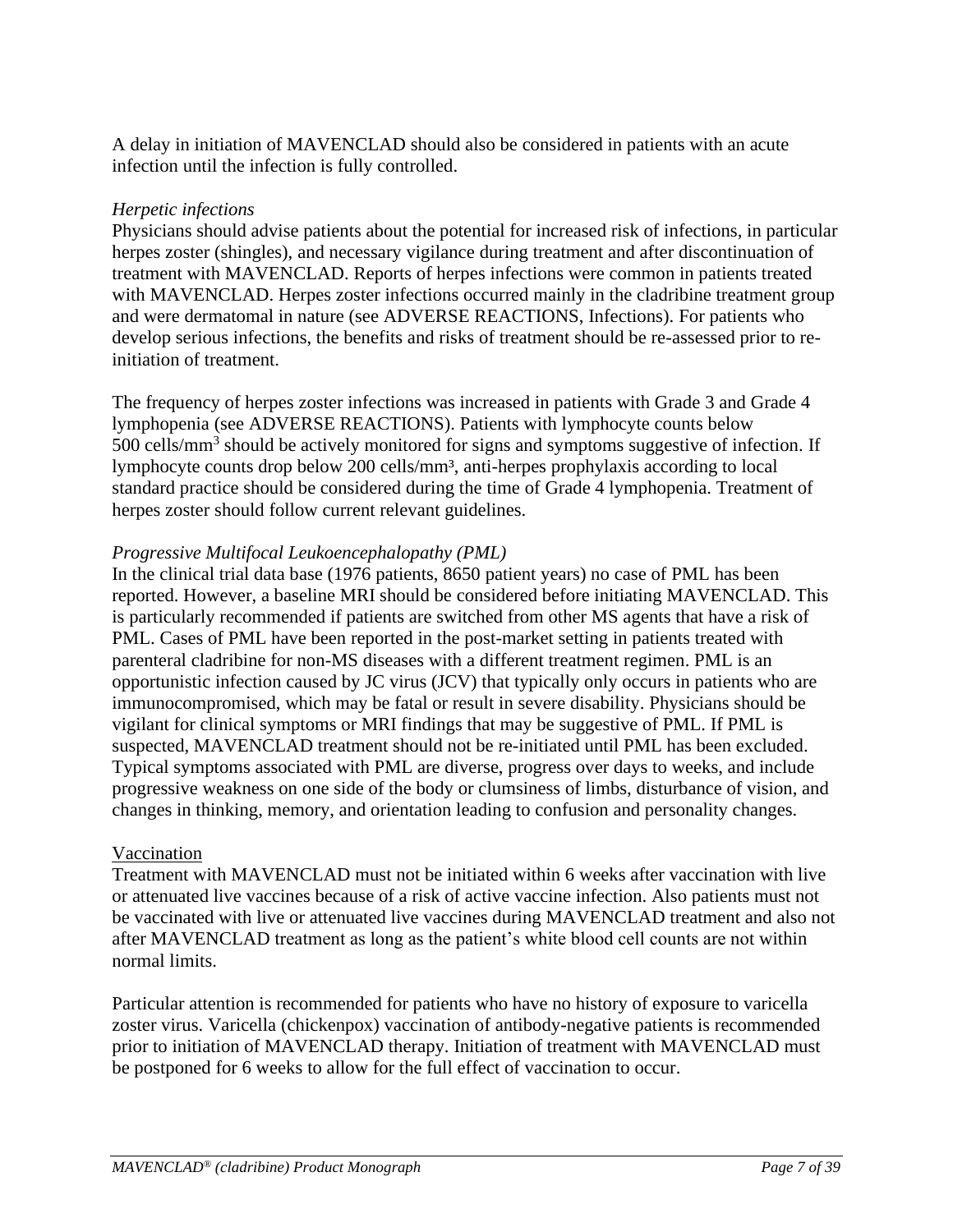A delay in initiation of MAVENCLAD should also be considered in patients with an acute infection until the infection is fully controlled.

*Herpetic infections*

Physicians should advise patients about the potential for increased risk of infections, in particular herpes zoster (shingles), and necessary vigilance during treatment and after discontinuation of treatment with MAVENCLAD. Reports of herpes infections were common in patients treated with MAVENCLAD. Herpes zoster infections occurred mainly in the cladribine treatment group and were dermatomal in nature (see ADVERSE REACTIONS, Infections). For patients who develop serious infections, the benefits and risks of treatment should be re-assessed prior to re-initiation of treatment.

The frequency of herpes zoster infections was increased in patients with Grade 3 and Grade 4 lymphopenia (see ADVERSE REACTIONS). Patients with lymphocyte counts below 500 cells/mm$^3$ should be actively monitored for signs and symptoms suggestive of infection. If lymphocyte counts drop below 200 cells/mm$^3$, anti-herpes prophylaxis according to local standard practice should be considered during the time of Grade 4 lymphopenia. Treatment of herpes zoster should follow current relevant guidelines.

*Progressive Multifocal Leukoencephalopathy (PML)*

In the clinical trial data base (1976 patients, 8650 patient years) no case of PML has been reported. However, a baseline MRI should be considered before initiating MAVENCLAD. This is particularly recommended if patients are switched from other MS agents that have a risk of PML. Cases of PML have been reported in the post-market setting in patients treated with parenteral cladribine for non-MS diseases with a different treatment regimen. PML is an opportunistic infection caused by JC virus (JCV) that typically only occurs in patients who are immunocompromised, which may be fatal or result in severe disability. Physicians should be vigilant for clinical symptoms or MRI findings that may be suggestive of PML. If PML is suspected, MAVENCLAD treatment should not be re-initiated until PML has been excluded. Typical symptoms associated with PML are diverse, progress over days to weeks, and include progressive weakness on one side of the body or clumsiness of limbs, disturbance of vision, and changes in thinking, memory, and orientation leading to confusion and personality changes.

Vaccination

Treatment with MAVENCLAD must not be initiated within 6 weeks after vaccination with live or attenuated live vaccines because of a risk of active vaccine infection. Also patients must not be vaccinated with live or attenuated live vaccines during MAVENCLAD treatment and also not after MAVENCLAD treatment as long as the patient's white blood cell counts are not within normal limits.

Particular attention is recommended for patients who have no history of exposure to varicella zoster virus. Varicella (chickenpox) vaccination of antibody-negative patients is recommended prior to initiation of MAVENCLAD therapy. Initiation of treatment with MAVENCLAD must be postponed for 6 weeks to allow for the full effect of vaccination to occur.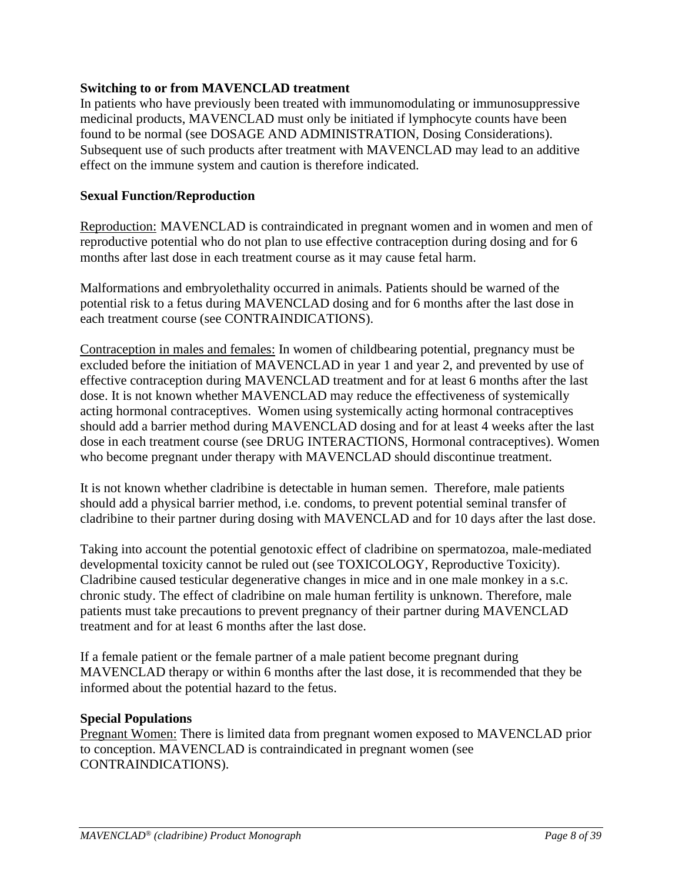**Switching to or from MAVENCLAD treatment**

In patients who have previously been treated with immunomodulating or immunosuppressive medicinal products, MAVENCLAD must only be initiated if lymphocyte counts have been found to be normal (see DOSAGE AND ADMINISTRATION, Dosing Considerations). Subsequent use of such products after treatment with MAVENCLAD may lead to an additive effect on the immune system and caution is therefore indicated.

**Sexual Function/Reproduction**

Reproduction: MAVENCLAD is contraindicated in pregnant women and in women and men of reproductive potential who do not plan to use effective contraception during dosing and for 6 months after last dose in each treatment course as it may cause fetal harm.

Malformations and embryolethality occurred in animals. Patients should be warned of the potential risk to a fetus during MAVENCLAD dosing and for 6 months after the last dose in each treatment course (see CONTRAINDICATIONS).

Contraception in males and females: In women of childbearing potential, pregnancy must be excluded before the initiation of MAVENCLAD in year 1 and year 2, and prevented by use of effective contraception during MAVENCLAD treatment and for at least 6 months after the last dose. It is not known whether MAVENCLAD may reduce the effectiveness of systemically acting hormonal contraceptives. Women using systemically acting hormonal contraceptives should add a barrier method during MAVENCLAD dosing and for at least 4 weeks after the last dose in each treatment course (see DRUG INTERACTIONS, Hormonal contraceptives). Women who become pregnant under therapy with MAVENCLAD should discontinue treatment.

It is not known whether cladribine is detectable in human semen. Therefore, male patients should add a physical barrier method, i.e. condoms, to prevent potential seminal transfer of cladribine to their partner during dosing with MAVENCLAD and for 10 days after the last dose.

Taking into account the potential genotoxic effect of cladribine on spermatozoa, male-mediated developmental toxicity cannot be ruled out (see TOXICOLOGY, Reproductive Toxicity). Cladribine caused testicular degenerative changes in mice and in one male monkey in a s.c. chronic study. The effect of cladribine on male human fertility is unknown. Therefore, male patients must take precautions to prevent pregnancy of their partner during MAVENCLAD treatment and for at least 6 months after the last dose.

If a female patient or the female partner of a male patient become pregnant during MAVENCLAD therapy or within 6 months after the last dose, it is recommended that they be informed about the potential hazard to the fetus.

**Special Populations**

Pregnant Women: There is limited data from pregnant women exposed to MAVENCLAD prior to conception. MAVENCLAD is contraindicated in pregnant women (see CONTRAINDICATIONS).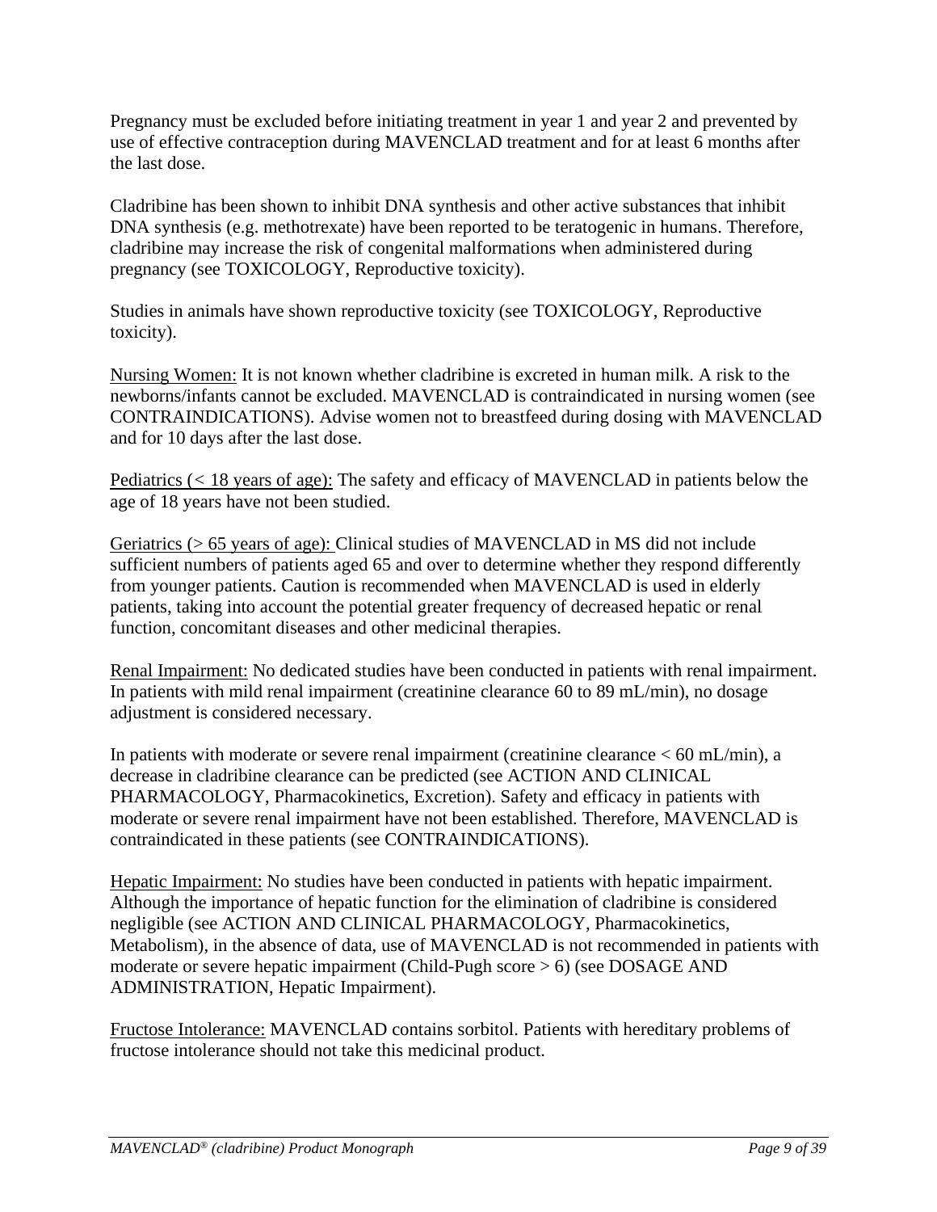Pregnancy must be excluded before initiating treatment in year 1 and year 2 and prevented by use of effective contraception during MAVENCLAD treatment and for at least 6 months after the last dose.

Cladribine has been shown to inhibit DNA synthesis and other active substances that inhibit DNA synthesis (e.g. methotrexate) have been reported to be teratogenic in humans. Therefore, cladribine may increase the risk of congenital malformations when administered during pregnancy (see TOXICOLOGY, Reproductive toxicity).

Studies in animals have shown reproductive toxicity (see TOXICOLOGY, Reproductive toxicity).

Nursing Women: It is not known whether cladribine is excreted in human milk. A risk to the newborns/infants cannot be excluded. MAVENCLAD is contraindicated in nursing women (see CONTRAINDICATIONS). Advise women not to breastfeed during dosing with MAVENCLAD and for 10 days after the last dose.

Pediatrics (< 18 years of age): The safety and efficacy of MAVENCLAD in patients below the age of 18 years have not been studied.

Geriatrics (> 65 years of age): Clinical studies of MAVENCLAD in MS did not include sufficient numbers of patients aged 65 and over to determine whether they respond differently from younger patients. Caution is recommended when MAVENCLAD is used in elderly patients, taking into account the potential greater frequency of decreased hepatic or renal function, concomitant diseases and other medicinal therapies.

Renal Impairment: No dedicated studies have been conducted in patients with renal impairment. In patients with mild renal impairment (creatinine clearance 60 to 89 mL/min), no dosage adjustment is considered necessary.

In patients with moderate or severe renal impairment (creatinine clearance < 60 mL/min), a decrease in cladribine clearance can be predicted (see ACTION AND CLINICAL PHARMACOLOGY, Pharmacokinetics, Excretion). Safety and efficacy in patients with moderate or severe renal impairment have not been established. Therefore, MAVENCLAD is contraindicated in these patients (see CONTRAINDICATIONS).

Hepatic Impairment: No studies have been conducted in patients with hepatic impairment. Although the importance of hepatic function for the elimination of cladribine is considered negligible (see ACTION AND CLINICAL PHARMACOLOGY, Pharmacokinetics, Metabolism), in the absence of data, use of MAVENCLAD is not recommended in patients with moderate or severe hepatic impairment (Child-Pugh score > 6) (see DOSAGE AND ADMINISTRATION, Hepatic Impairment).

Fructose Intolerance: MAVENCLAD contains sorbitol. Patients with hereditary problems of fructose intolerance should not take this medicinal product.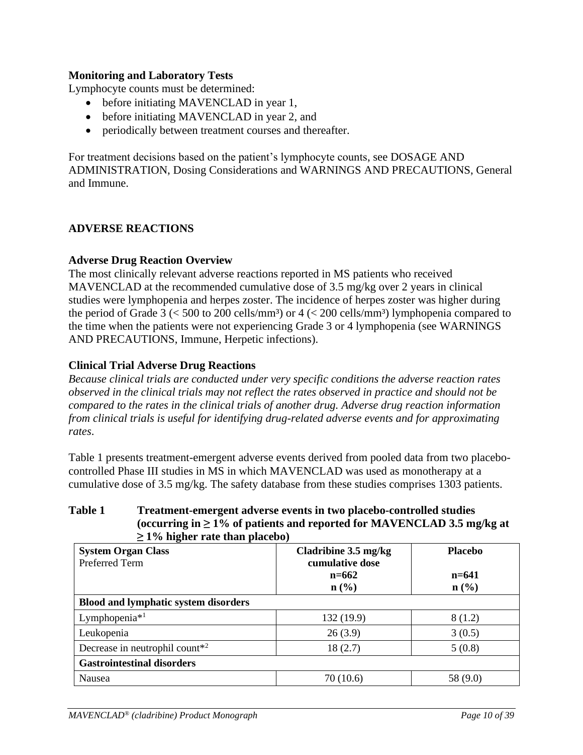**Monitoring and Laboratory Tests**

Lymphocyte counts must be determined:

- before initiating MAVENCLAD in year 1,
- before initiating MAVENCLAD in year 2, and
- periodically between treatment courses and thereafter.

For treatment decisions based on the patient's lymphocyte counts, see DOSAGE AND ADMINISTRATION, Dosing Considerations and WARNINGS AND PRECAUTIONS, General and Immune.

## ADVERSE REACTIONS

### Adverse Drug Reaction Overview

The most clinically relevant adverse reactions reported in MS patients who received MAVENCLAD at the recommended cumulative dose of 3.5 mg/kg over 2 years in clinical studies were lymphopenia and herpes zoster. The incidence of herpes zoster was higher during the period of Grade 3 (< 500 to 200 cells/mm³) or 4 (< 200 cells/mm³) lymphopenia compared to the time when the patients were not experiencing Grade 3 or 4 lymphopenia (see WARNINGS AND PRECAUTIONS, Immune, Herpetic infections).

### Clinical Trial Adverse Drug Reactions

*Because clinical trials are conducted under very specific conditions the adverse reaction rates observed in the clinical trials may not reflect the rates observed in practice and should not be compared to the rates in the clinical trials of another drug. Adverse drug reaction information from clinical trials is useful for identifying drug-related adverse events and for approximating rates.*

Table 1 presents treatment-emergent adverse events derived from pooled data from two placebo-controlled Phase III studies in MS in which MAVENCLAD was used as monotherapy at a cumulative dose of 3.5 mg/kg. The safety database from these studies comprises 1303 patients.

**Table 1 Treatment-emergent adverse events in two placebo-controlled studies (occurring in ≥ 1% of patients and reported for MAVENCLAD 3.5 mg/kg at ≥ 1% higher rate than placebo)**

| **System Organ Class**<br>Preferred Term | **Cladribine 3.5 mg/kg cumulative dose**<br>**n=662**<br>**n (%)** | **Placebo**<br>**n=641**<br>**n (%)** |
|---|---|---|
| **Blood and lymphatic system disorders** | | |
| Lymphopenia*[1] | 132 (19.9) | 8 (1.2) |
| Leukopenia | 26 (3.9) | 3 (0.5) |
| Decrease in neutrophil count*[2] | 18 (2.7) | 5 (0.8) |
| **Gastrointestinal disorders** | | |
| Nausea | 70 (10.6) | 58 (9.0) |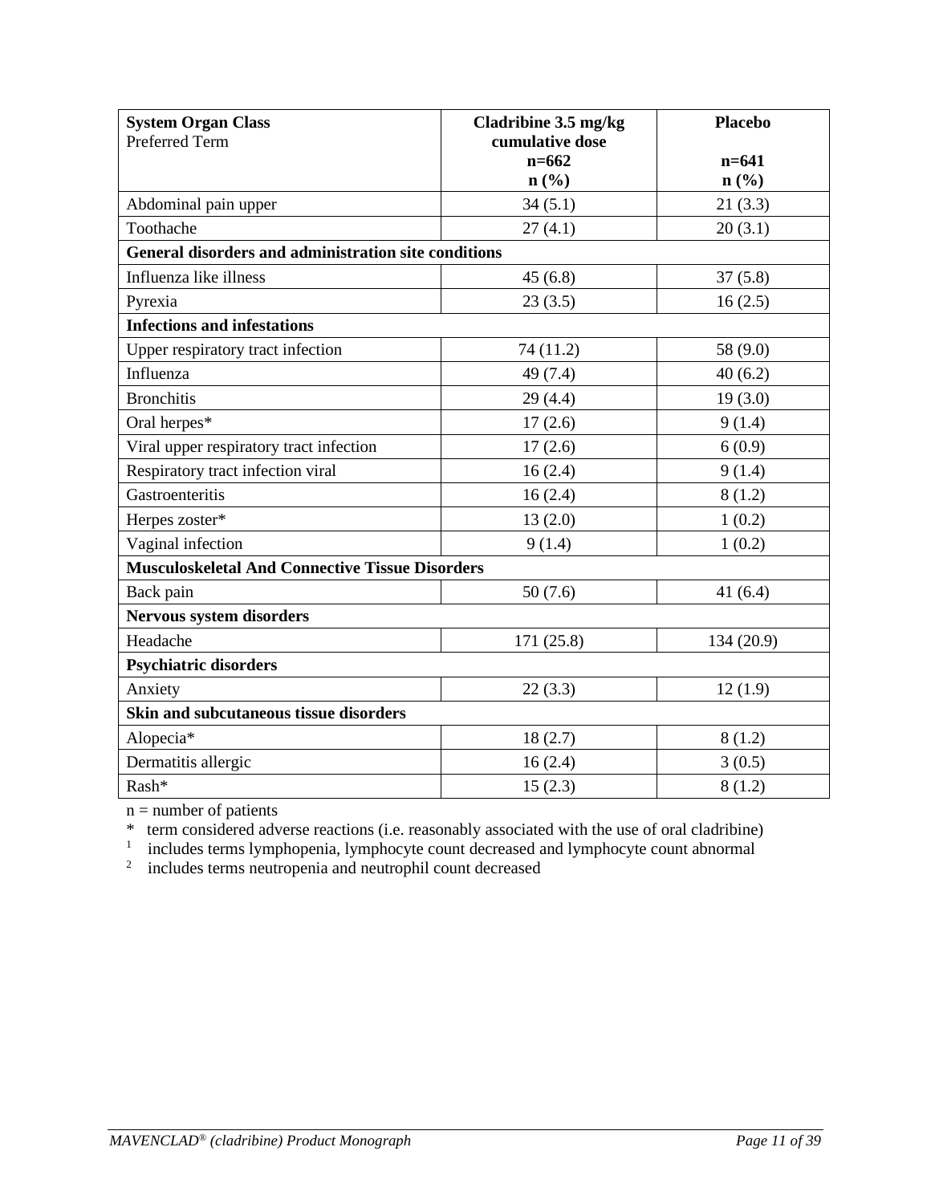| **System Organ Class**<br>Preferred Term | **Cladribine 3.5 mg/kg cumulative dose**<br>**n=662**<br>**n (%)** | **Placebo**<br><br>**n=641**<br>**n (%)** |
|---|---|---|
| Abdominal pain upper | 34 (5.1) | 21 (3.3) |
| Toothache | 27 (4.1) | 20 (3.1) |
| **General disorders and administration site conditions** | | |
| Influenza like illness | 45 (6.8) | 37 (5.8) |
| Pyrexia | 23 (3.5) | 16 (2.5) |
| **Infections and infestations** | | |
| Upper respiratory tract infection | 74 (11.2) | 58 (9.0) |
| Influenza | 49 (7.4) | 40 (6.2) |
| Bronchitis | 29 (4.4) | 19 (3.0) |
| Oral herpes* | 17 (2.6) | 9 (1.4) |
| Viral upper respiratory tract infection | 17 (2.6) | 6 (0.9) |
| Respiratory tract infection viral | 16 (2.4) | 9 (1.4) |
| Gastroenteritis | 16 (2.4) | 8 (1.2) |
| Herpes zoster* | 13 (2.0) | 1 (0.2) |
| Vaginal infection | 9 (1.4) | 1 (0.2) |
| **Musculoskeletal And Connective Tissue Disorders** | | |
| Back pain | 50 (7.6) | 41 (6.4) |
| **Nervous system disorders** | | |
| Headache | 171 (25.8) | 134 (20.9) |
| **Psychiatric disorders** | | |
| Anxiety | 22 (3.3) | 12 (1.9) |
| **Skin and subcutaneous tissue disorders** | | |
| Alopecia* | 18 (2.7) | 8 (1.2) |
| Dermatitis allergic | 16 (2.4) | 3 (0.5) |
| Rash* | 15 (2.3) | 8 (1.2) |

n = number of patients

\* term considered adverse reactions (i.e. reasonably associated with the use of oral cladribine)

[1] includes terms lymphopenia, lymphocyte count decreased and lymphocyte count abnormal

[2] includes terms neutropenia and neutrophil count decreased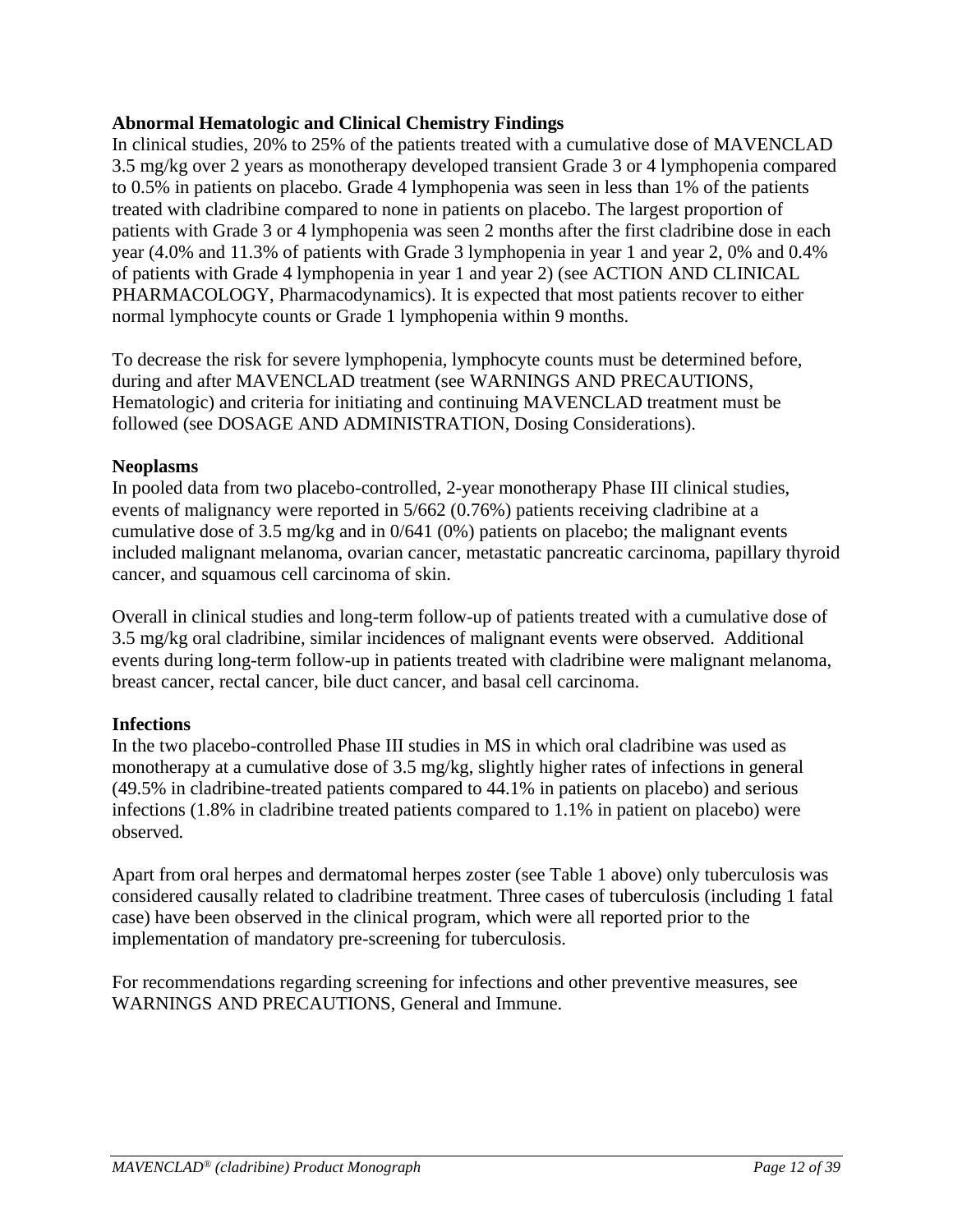**Abnormal Hematologic and Clinical Chemistry Findings**

In clinical studies, 20% to 25% of the patients treated with a cumulative dose of MAVENCLAD 3.5 mg/kg over 2 years as monotherapy developed transient Grade 3 or 4 lymphopenia compared to 0.5% in patients on placebo. Grade 4 lymphopenia was seen in less than 1% of the patients treated with cladribine compared to none in patients on placebo. The largest proportion of patients with Grade 3 or 4 lymphopenia was seen 2 months after the first cladribine dose in each year (4.0% and 11.3% of patients with Grade 3 lymphopenia in year 1 and year 2, 0% and 0.4% of patients with Grade 4 lymphopenia in year 1 and year 2) (see ACTION AND CLINICAL PHARMACOLOGY, Pharmacodynamics). It is expected that most patients recover to either normal lymphocyte counts or Grade 1 lymphopenia within 9 months.

To decrease the risk for severe lymphopenia, lymphocyte counts must be determined before, during and after MAVENCLAD treatment (see WARNINGS AND PRECAUTIONS, Hematologic) and criteria for initiating and continuing MAVENCLAD treatment must be followed (see DOSAGE AND ADMINISTRATION, Dosing Considerations).

**Neoplasms**

In pooled data from two placebo-controlled, 2-year monotherapy Phase III clinical studies, events of malignancy were reported in 5/662 (0.76%) patients receiving cladribine at a cumulative dose of 3.5 mg/kg and in 0/641 (0%) patients on placebo; the malignant events included malignant melanoma, ovarian cancer, metastatic pancreatic carcinoma, papillary thyroid cancer, and squamous cell carcinoma of skin.

Overall in clinical studies and long-term follow-up of patients treated with a cumulative dose of 3.5 mg/kg oral cladribine, similar incidences of malignant events were observed. Additional events during long-term follow-up in patients treated with cladribine were malignant melanoma, breast cancer, rectal cancer, bile duct cancer, and basal cell carcinoma.

**Infections**

In the two placebo-controlled Phase III studies in MS in which oral cladribine was used as monotherapy at a cumulative dose of 3.5 mg/kg, slightly higher rates of infections in general (49.5% in cladribine-treated patients compared to 44.1% in patients on placebo) and serious infections (1.8% in cladribine treated patients compared to 1.1% in patient on placebo) were observed.

Apart from oral herpes and dermatomal herpes zoster (see Table 1 above) only tuberculosis was considered causally related to cladribine treatment. Three cases of tuberculosis (including 1 fatal case) have been observed in the clinical program, which were all reported prior to the implementation of mandatory pre-screening for tuberculosis.

For recommendations regarding screening for infections and other preventive measures, see WARNINGS AND PRECAUTIONS, General and Immune.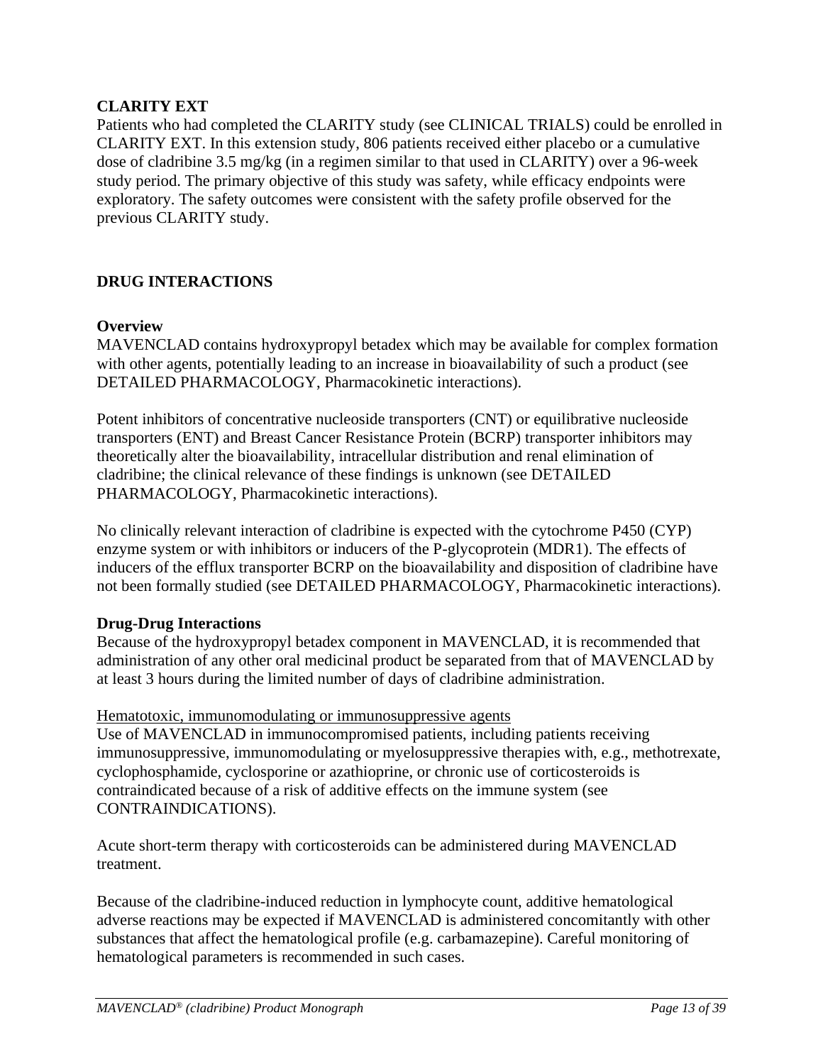**CLARITY EXT**

Patients who had completed the CLARITY study (see CLINICAL TRIALS) could be enrolled in CLARITY EXT. In this extension study, 806 patients received either placebo or a cumulative dose of cladribine 3.5 mg/kg (in a regimen similar to that used in CLARITY) over a 96-week study period. The primary objective of this study was safety, while efficacy endpoints were exploratory. The safety outcomes were consistent with the safety profile observed for the previous CLARITY study.

## DRUG INTERACTIONS

**Overview**

MAVENCLAD contains hydroxypropyl betadex which may be available for complex formation with other agents, potentially leading to an increase in bioavailability of such a product (see DETAILED PHARMACOLOGY, Pharmacokinetic interactions).

Potent inhibitors of concentrative nucleoside transporters (CNT) or equilibrative nucleoside transporters (ENT) and Breast Cancer Resistance Protein (BCRP) transporter inhibitors may theoretically alter the bioavailability, intracellular distribution and renal elimination of cladribine; the clinical relevance of these findings is unknown (see DETAILED PHARMACOLOGY, Pharmacokinetic interactions).

No clinically relevant interaction of cladribine is expected with the cytochrome P450 (CYP) enzyme system or with inhibitors or inducers of the P-glycoprotein (MDR1). The effects of inducers of the efflux transporter BCRP on the bioavailability and disposition of cladribine have not been formally studied (see DETAILED PHARMACOLOGY, Pharmacokinetic interactions).

**Drug-Drug Interactions**

Because of the hydroxypropyl betadex component in MAVENCLAD, it is recommended that administration of any other oral medicinal product be separated from that of MAVENCLAD by at least 3 hours during the limited number of days of cladribine administration.

Hematotoxic, immunomodulating or immunosuppressive agents

Use of MAVENCLAD in immunocompromised patients, including patients receiving immunosuppressive, immunomodulating or myelosuppressive therapies with, e.g., methotrexate, cyclophosphamide, cyclosporine or azathioprine, or chronic use of corticosteroids is contraindicated because of a risk of additive effects on the immune system (see CONTRAINDICATIONS).

Acute short-term therapy with corticosteroids can be administered during MAVENCLAD treatment.

Because of the cladribine-induced reduction in lymphocyte count, additive hematological adverse reactions may be expected if MAVENCLAD is administered concomitantly with other substances that affect the hematological profile (e.g. carbamazepine). Careful monitoring of hematological parameters is recommended in such cases.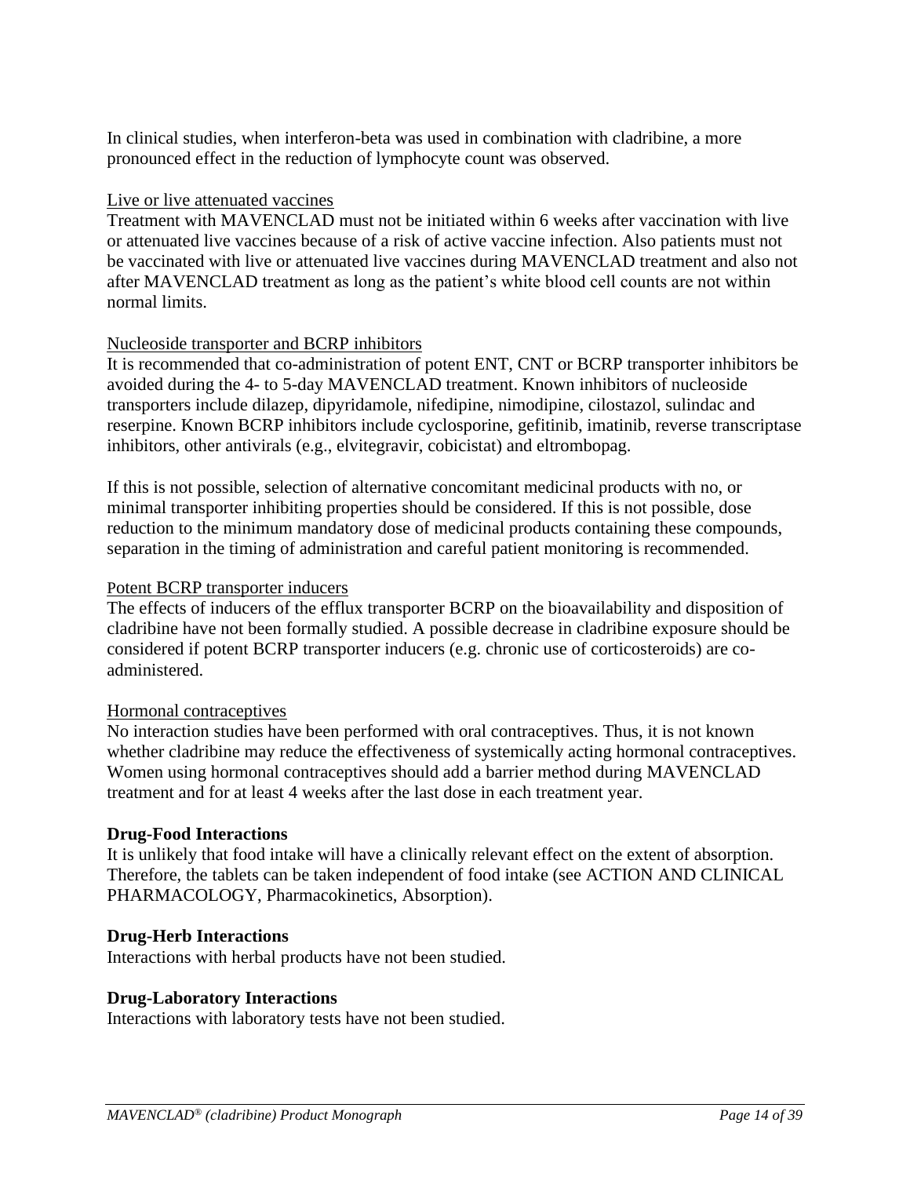In clinical studies, when interferon-beta was used in combination with cladribine, a more pronounced effect in the reduction of lymphocyte count was observed.

Live or live attenuated vaccines

Treatment with MAVENCLAD must not be initiated within 6 weeks after vaccination with live or attenuated live vaccines because of a risk of active vaccine infection. Also patients must not be vaccinated with live or attenuated live vaccines during MAVENCLAD treatment and also not after MAVENCLAD treatment as long as the patient's white blood cell counts are not within normal limits.

Nucleoside transporter and BCRP inhibitors

It is recommended that co-administration of potent ENT, CNT or BCRP transporter inhibitors be avoided during the 4- to 5-day MAVENCLAD treatment. Known inhibitors of nucleoside transporters include dilazep, dipyridamole, nifedipine, nimodipine, cilostazol, sulindac and reserpine. Known BCRP inhibitors include cyclosporine, gefitinib, imatinib, reverse transcriptase inhibitors, other antivirals (e.g., elvitegravir, cobicistat) and eltrombopag.

If this is not possible, selection of alternative concomitant medicinal products with no, or minimal transporter inhibiting properties should be considered. If this is not possible, dose reduction to the minimum mandatory dose of medicinal products containing these compounds, separation in the timing of administration and careful patient monitoring is recommended.

Potent BCRP transporter inducers

The effects of inducers of the efflux transporter BCRP on the bioavailability and disposition of cladribine have not been formally studied. A possible decrease in cladribine exposure should be considered if potent BCRP transporter inducers (e.g. chronic use of corticosteroids) are co-administered.

Hormonal contraceptives

No interaction studies have been performed with oral contraceptives. Thus, it is not known whether cladribine may reduce the effectiveness of systemically acting hormonal contraceptives. Women using hormonal contraceptives should add a barrier method during MAVENCLAD treatment and for at least 4 weeks after the last dose in each treatment year.

**Drug-Food Interactions**

It is unlikely that food intake will have a clinically relevant effect on the extent of absorption. Therefore, the tablets can be taken independent of food intake (see ACTION AND CLINICAL PHARMACOLOGY, Pharmacokinetics, Absorption).

**Drug-Herb Interactions**

Interactions with herbal products have not been studied.

**Drug-Laboratory Interactions**

Interactions with laboratory tests have not been studied.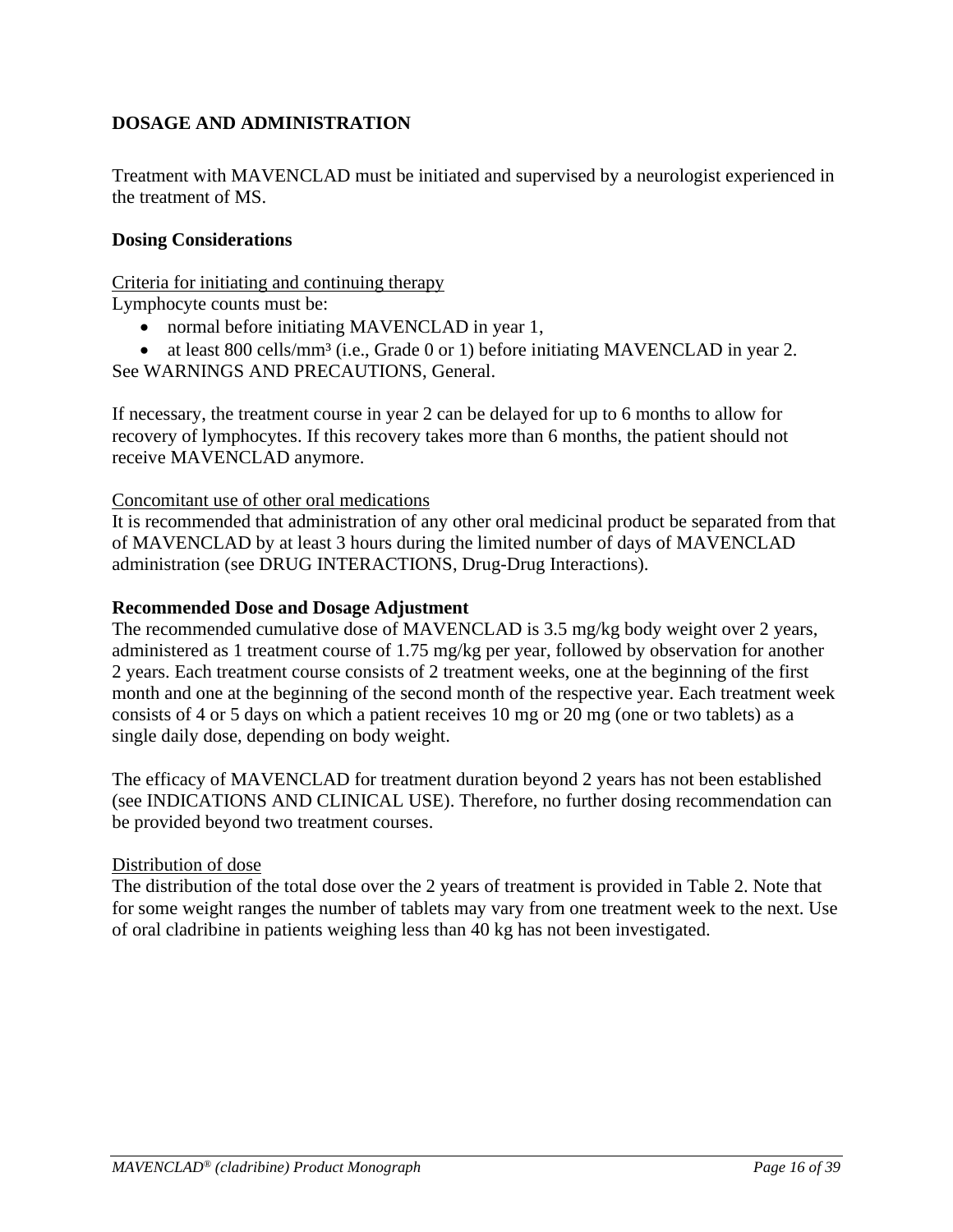## DOSAGE AND ADMINISTRATION

Treatment with MAVENCLAD must be initiated and supervised by a neurologist experienced in the treatment of MS.

### Dosing Considerations

<u>Criteria for initiating and continuing therapy</u>

Lymphocyte counts must be:

- normal before initiating MAVENCLAD in year 1,
- at least 800 cells/mm³ (i.e., Grade 0 or 1) before initiating MAVENCLAD in year 2.

See WARNINGS AND PRECAUTIONS, General.

If necessary, the treatment course in year 2 can be delayed for up to 6 months to allow for recovery of lymphocytes. If this recovery takes more than 6 months, the patient should not receive MAVENCLAD anymore.

<u>Concomitant use of other oral medications</u>

It is recommended that administration of any other oral medicinal product be separated from that of MAVENCLAD by at least 3 hours during the limited number of days of MAVENCLAD administration (see DRUG INTERACTIONS, Drug-Drug Interactions).

### Recommended Dose and Dosage Adjustment

The recommended cumulative dose of MAVENCLAD is 3.5 mg/kg body weight over 2 years, administered as 1 treatment course of 1.75 mg/kg per year, followed by observation for another 2 years. Each treatment course consists of 2 treatment weeks, one at the beginning of the first month and one at the beginning of the second month of the respective year. Each treatment week consists of 4 or 5 days on which a patient receives 10 mg or 20 mg (one or two tablets) as a single daily dose, depending on body weight.

The efficacy of MAVENCLAD for treatment duration beyond 2 years has not been established (see INDICATIONS AND CLINICAL USE). Therefore, no further dosing recommendation can be provided beyond two treatment courses.

<u>Distribution of dose</u>

The distribution of the total dose over the 2 years of treatment is provided in Table 2. Note that for some weight ranges the number of tablets may vary from one treatment week to the next. Use of oral cladribine in patients weighing less than 40 kg has not been investigated.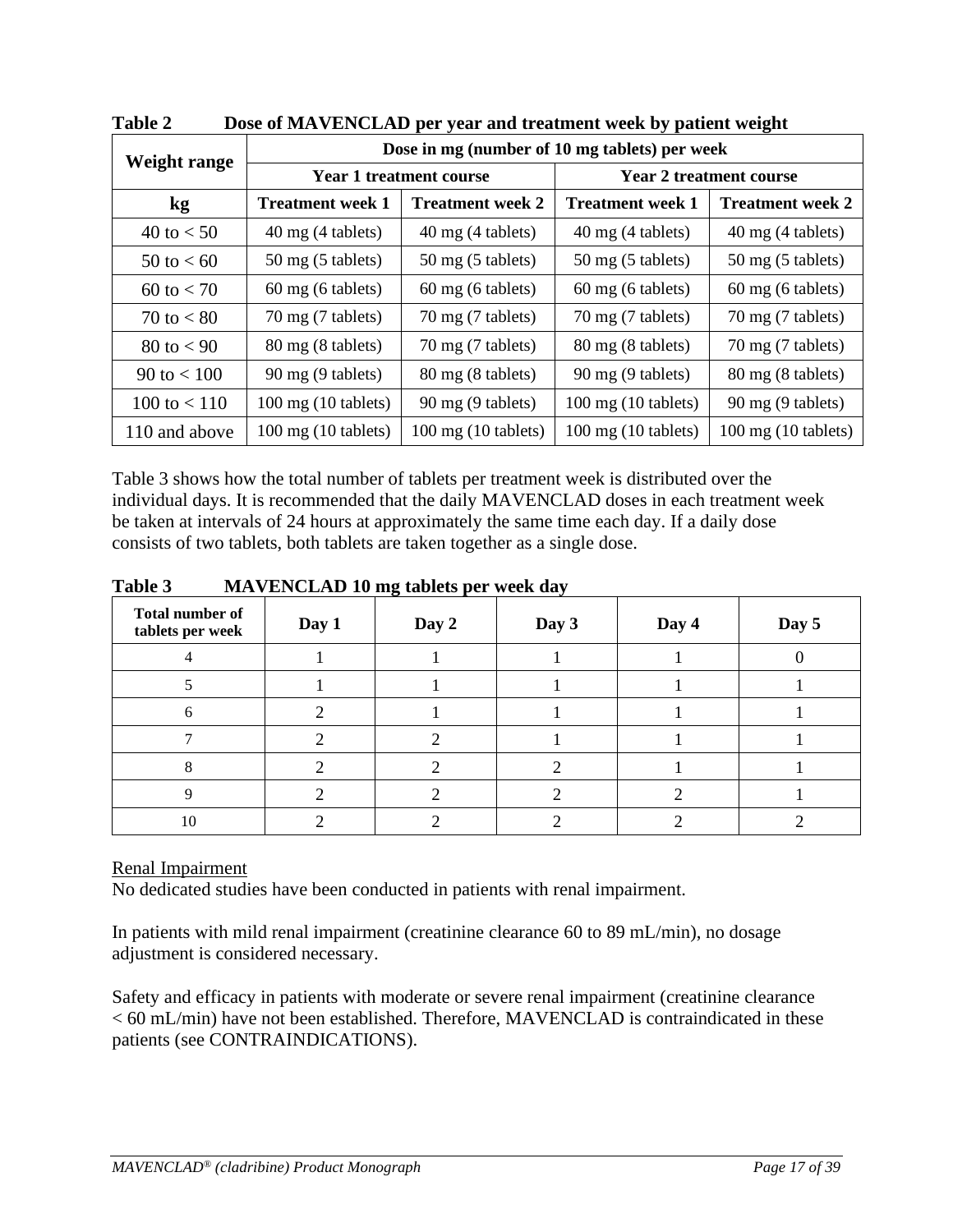**Table 2 Dose of MAVENCLAD per year and treatment week by patient weight**

| Weight range | Dose in mg (number of 10 mg tablets) per week | | | |
|---|---|---|---|---|
| | Year 1 treatment course | | Year 2 treatment course | |
| kg | Treatment week 1 | Treatment week 2 | Treatment week 1 | Treatment week 2 |
| 40 to < 50 | 40 mg (4 tablets) | 40 mg (4 tablets) | 40 mg (4 tablets) | 40 mg (4 tablets) |
| 50 to < 60 | 50 mg (5 tablets) | 50 mg (5 tablets) | 50 mg (5 tablets) | 50 mg (5 tablets) |
| 60 to < 70 | 60 mg (6 tablets) | 60 mg (6 tablets) | 60 mg (6 tablets) | 60 mg (6 tablets) |
| 70 to < 80 | 70 mg (7 tablets) | 70 mg (7 tablets) | 70 mg (7 tablets) | 70 mg (7 tablets) |
| 80 to < 90 | 80 mg (8 tablets) | 70 mg (7 tablets) | 80 mg (8 tablets) | 70 mg (7 tablets) |
| 90 to < 100 | 90 mg (9 tablets) | 80 mg (8 tablets) | 90 mg (9 tablets) | 80 mg (8 tablets) |
| 100 to < 110 | 100 mg (10 tablets) | 90 mg (9 tablets) | 100 mg (10 tablets) | 90 mg (9 tablets) |
| 110 and above | 100 mg (10 tablets) | 100 mg (10 tablets) | 100 mg (10 tablets) | 100 mg (10 tablets) |

Table 3 shows how the total number of tablets per treatment week is distributed over the individual days. It is recommended that the daily MAVENCLAD doses in each treatment week be taken at intervals of 24 hours at approximately the same time each day. If a daily dose consists of two tablets, both tablets are taken together as a single dose.

**Table 3 MAVENCLAD 10 mg tablets per week day**

| Total number of tablets per week | Day 1 | Day 2 | Day 3 | Day 4 | Day 5 |
|---|---|---|---|---|---|
| 4 | 1 | 1 | 1 | 1 | 0 |
| 5 | 1 | 1 | 1 | 1 | 1 |
| 6 | 2 | 1 | 1 | 1 | 1 |
| 7 | 2 | 2 | 1 | 1 | 1 |
| 8 | 2 | 2 | 2 | 1 | 1 |
| 9 | 2 | 2 | 2 | 2 | 1 |
| 10 | 2 | 2 | 2 | 2 | 2 |

<u>Renal Impairment</u>

No dedicated studies have been conducted in patients with renal impairment.

In patients with mild renal impairment (creatinine clearance 60 to 89 mL/min), no dosage adjustment is considered necessary.

Safety and efficacy in patients with moderate or severe renal impairment (creatinine clearance < 60 mL/min) have not been established. Therefore, MAVENCLAD is contraindicated in these patients (see CONTRAINDICATIONS).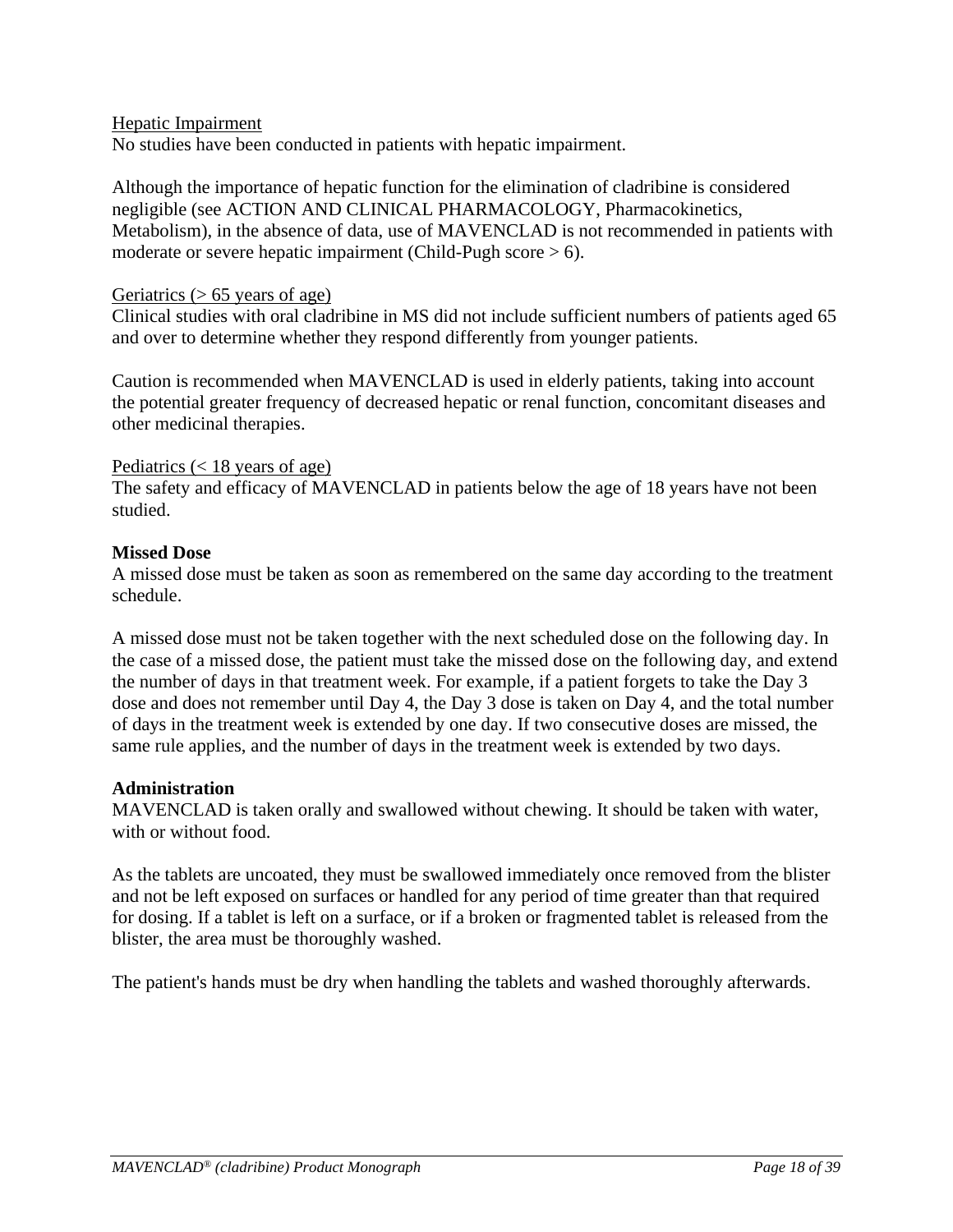<u>Hepatic Impairment</u>
No studies have been conducted in patients with hepatic impairment.

Although the importance of hepatic function for the elimination of cladribine is considered negligible (see ACTION AND CLINICAL PHARMACOLOGY, Pharmacokinetics, Metabolism), in the absence of data, use of MAVENCLAD is not recommended in patients with moderate or severe hepatic impairment (Child-Pugh score > 6).

<u>Geriatrics (> 65 years of age)</u>
Clinical studies with oral cladribine in MS did not include sufficient numbers of patients aged 65 and over to determine whether they respond differently from younger patients.

Caution is recommended when MAVENCLAD is used in elderly patients, taking into account the potential greater frequency of decreased hepatic or renal function, concomitant diseases and other medicinal therapies.

<u>Pediatrics (< 18 years of age)</u>
The safety and efficacy of MAVENCLAD in patients below the age of 18 years have not been studied.

**Missed Dose**

A missed dose must be taken as soon as remembered on the same day according to the treatment schedule.

A missed dose must not be taken together with the next scheduled dose on the following day. In the case of a missed dose, the patient must take the missed dose on the following day, and extend the number of days in that treatment week. For example, if a patient forgets to take the Day 3 dose and does not remember until Day 4, the Day 3 dose is taken on Day 4, and the total number of days in the treatment week is extended by one day. If two consecutive doses are missed, the same rule applies, and the number of days in the treatment week is extended by two days.

**Administration**

MAVENCLAD is taken orally and swallowed without chewing. It should be taken with water, with or without food.

As the tablets are uncoated, they must be swallowed immediately once removed from the blister and not be left exposed on surfaces or handled for any period of time greater than that required for dosing. If a tablet is left on a surface, or if a broken or fragmented tablet is released from the blister, the area must be thoroughly washed.

The patient's hands must be dry when handling the tablets and washed thoroughly afterwards.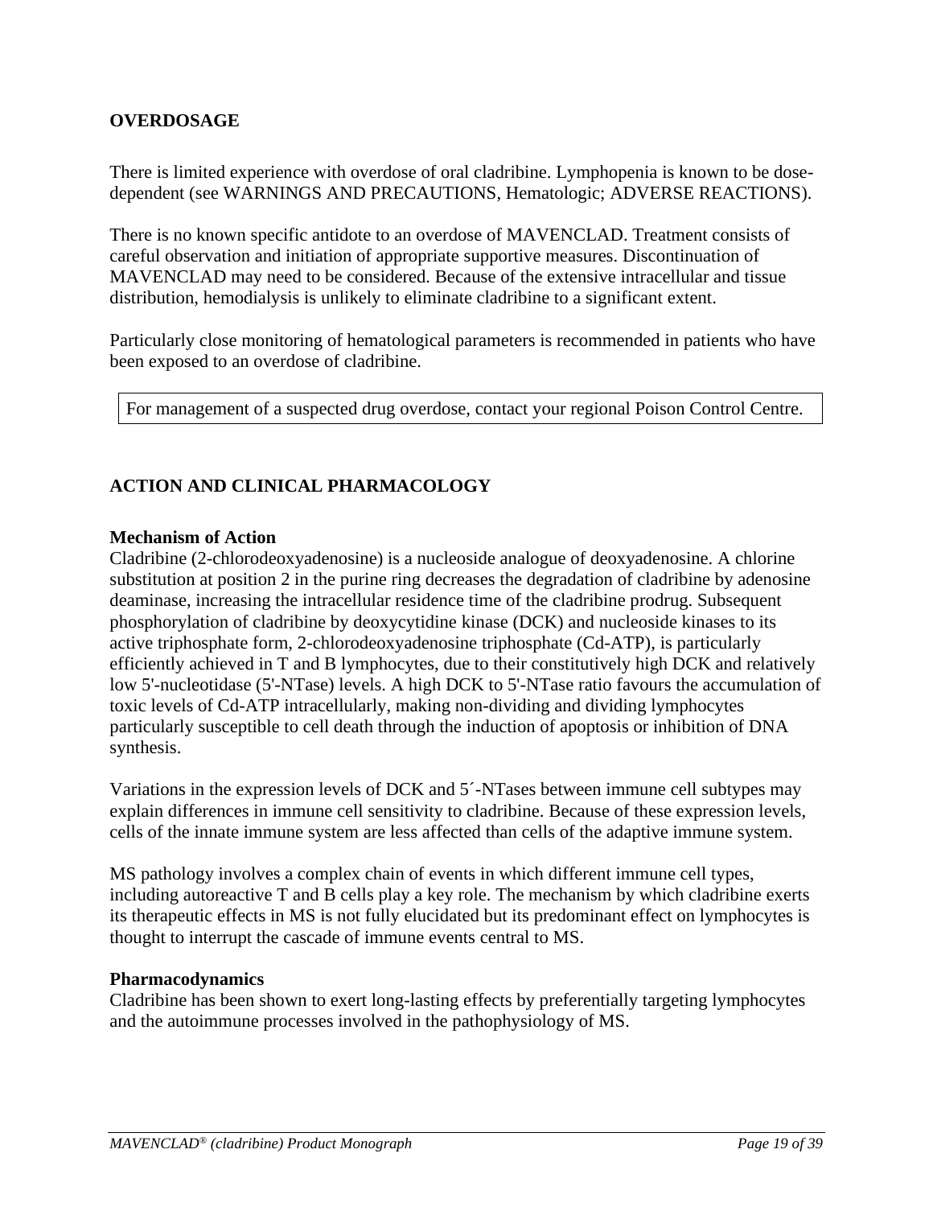## OVERDOSAGE

There is limited experience with overdose of oral cladribine. Lymphopenia is known to be dose-dependent (see WARNINGS AND PRECAUTIONS, Hematologic; ADVERSE REACTIONS).

There is no known specific antidote to an overdose of MAVENCLAD. Treatment consists of careful observation and initiation of appropriate supportive measures. Discontinuation of MAVENCLAD may need to be considered. Because of the extensive intracellular and tissue distribution, hemodialysis is unlikely to eliminate cladribine to a significant extent.

Particularly close monitoring of hematological parameters is recommended in patients who have been exposed to an overdose of cladribine.

| For management of a suspected drug overdose, contact your regional Poison Control Centre. |
|---|

## ACTION AND CLINICAL PHARMACOLOGY

**Mechanism of Action**

Cladribine (2-chlorodeoxyadenosine) is a nucleoside analogue of deoxyadenosine. A chlorine substitution at position 2 in the purine ring decreases the degradation of cladribine by adenosine deaminase, increasing the intracellular residence time of the cladribine prodrug. Subsequent phosphorylation of cladribine by deoxycytidine kinase (DCK) and nucleoside kinases to its active triphosphate form, 2-chlorodeoxyadenosine triphosphate (Cd-ATP), is particularly efficiently achieved in T and B lymphocytes, due to their constitutively high DCK and relatively low 5'-nucleotidase (5'-NTase) levels. A high DCK to 5'-NTase ratio favours the accumulation of toxic levels of Cd-ATP intracellularly, making non-dividing and dividing lymphocytes particularly susceptible to cell death through the induction of apoptosis or inhibition of DNA synthesis.

Variations in the expression levels of DCK and 5´-NTases between immune cell subtypes may explain differences in immune cell sensitivity to cladribine. Because of these expression levels, cells of the innate immune system are less affected than cells of the adaptive immune system.

MS pathology involves a complex chain of events in which different immune cell types, including autoreactive T and B cells play a key role. The mechanism by which cladribine exerts its therapeutic effects in MS is not fully elucidated but its predominant effect on lymphocytes is thought to interrupt the cascade of immune events central to MS.

**Pharmacodynamics**

Cladribine has been shown to exert long-lasting effects by preferentially targeting lymphocytes and the autoimmune processes involved in the pathophysiology of MS.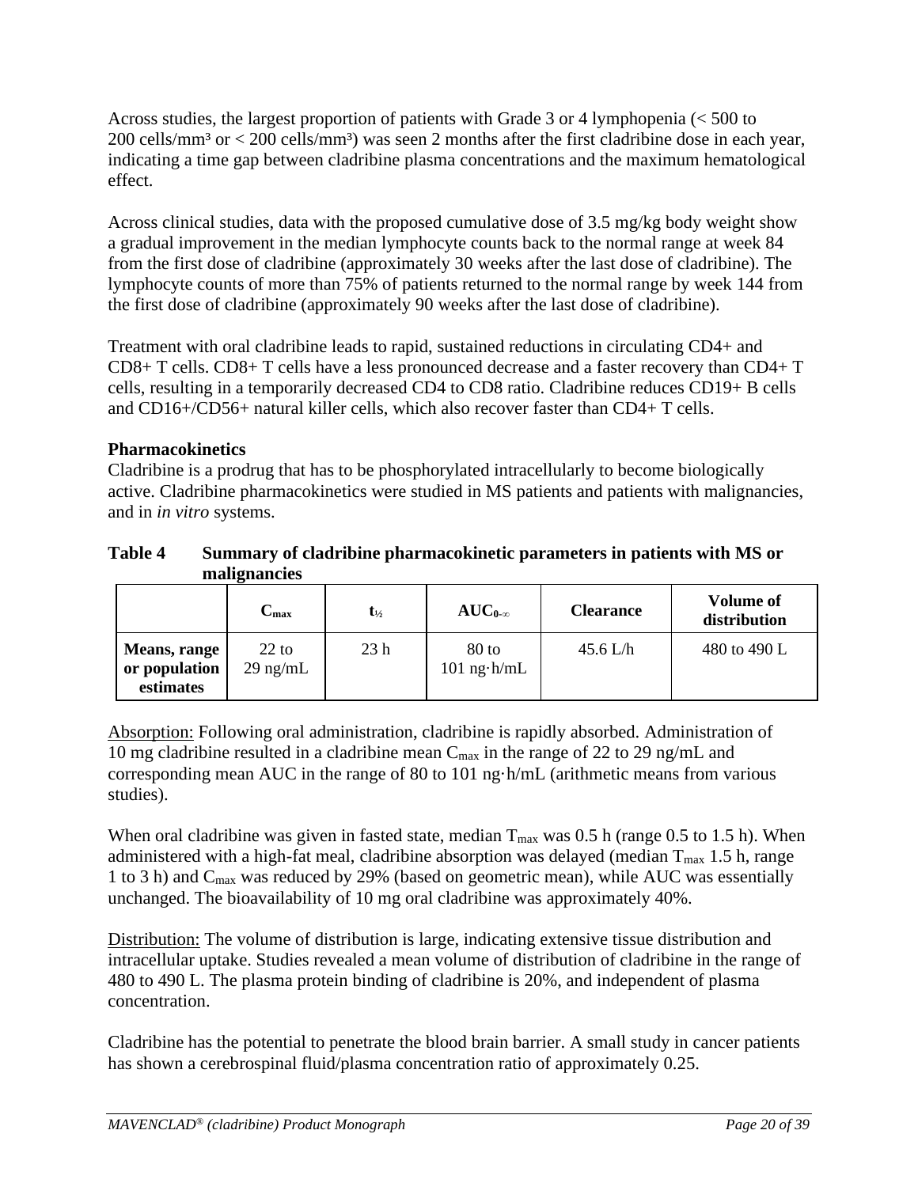Across studies, the largest proportion of patients with Grade 3 or 4 lymphopenia (< 500 to 200 cells/mm³ or < 200 cells/mm³) was seen 2 months after the first cladribine dose in each year, indicating a time gap between cladribine plasma concentrations and the maximum hematological effect.

Across clinical studies, data with the proposed cumulative dose of 3.5 mg/kg body weight show a gradual improvement in the median lymphocyte counts back to the normal range at week 84 from the first dose of cladribine (approximately 30 weeks after the last dose of cladribine). The lymphocyte counts of more than 75% of patients returned to the normal range by week 144 from the first dose of cladribine (approximately 90 weeks after the last dose of cladribine).

Treatment with oral cladribine leads to rapid, sustained reductions in circulating CD4+ and CD8+ T cells. CD8+ T cells have a less pronounced decrease and a faster recovery than CD4+ T cells, resulting in a temporarily decreased CD4 to CD8 ratio. Cladribine reduces CD19+ B cells and CD16+/CD56+ natural killer cells, which also recover faster than CD4+ T cells.

**Pharmacokinetics**

Cladribine is a prodrug that has to be phosphorylated intracellularly to become biologically active. Cladribine pharmacokinetics were studied in MS patients and patients with malignancies, and in *in vitro* systems.

**Table 4 Summary of cladribine pharmacokinetic parameters in patients with MS or malignancies**

| | $C_{max}$ | $t_{½}$ | $AUC_{0-\infty}$ | Clearance | Volume of distribution |
|---|---|---|---|---|---|
| **Means, range or population estimates** | 22 to 29 ng/mL | 23 h | 80 to 101 ng·h/mL | 45.6 L/h | 480 to 490 L |

Absorption: Following oral administration, cladribine is rapidly absorbed. Administration of 10 mg cladribine resulted in a cladribine mean $C_{max}$ in the range of 22 to 29 ng/mL and corresponding mean AUC in the range of 80 to 101 ng·h/mL (arithmetic means from various studies).

When oral cladribine was given in fasted state, median $T_{max}$ was 0.5 h (range 0.5 to 1.5 h). When administered with a high-fat meal, cladribine absorption was delayed (median $T_{max}$ 1.5 h, range 1 to 3 h) and $C_{max}$ was reduced by 29% (based on geometric mean), while AUC was essentially unchanged. The bioavailability of 10 mg oral cladribine was approximately 40%.

Distribution: The volume of distribution is large, indicating extensive tissue distribution and intracellular uptake. Studies revealed a mean volume of distribution of cladribine in the range of 480 to 490 L. The plasma protein binding of cladribine is 20%, and independent of plasma concentration.

Cladribine has the potential to penetrate the blood brain barrier. A small study in cancer patients has shown a cerebrospinal fluid/plasma concentration ratio of approximately 0.25.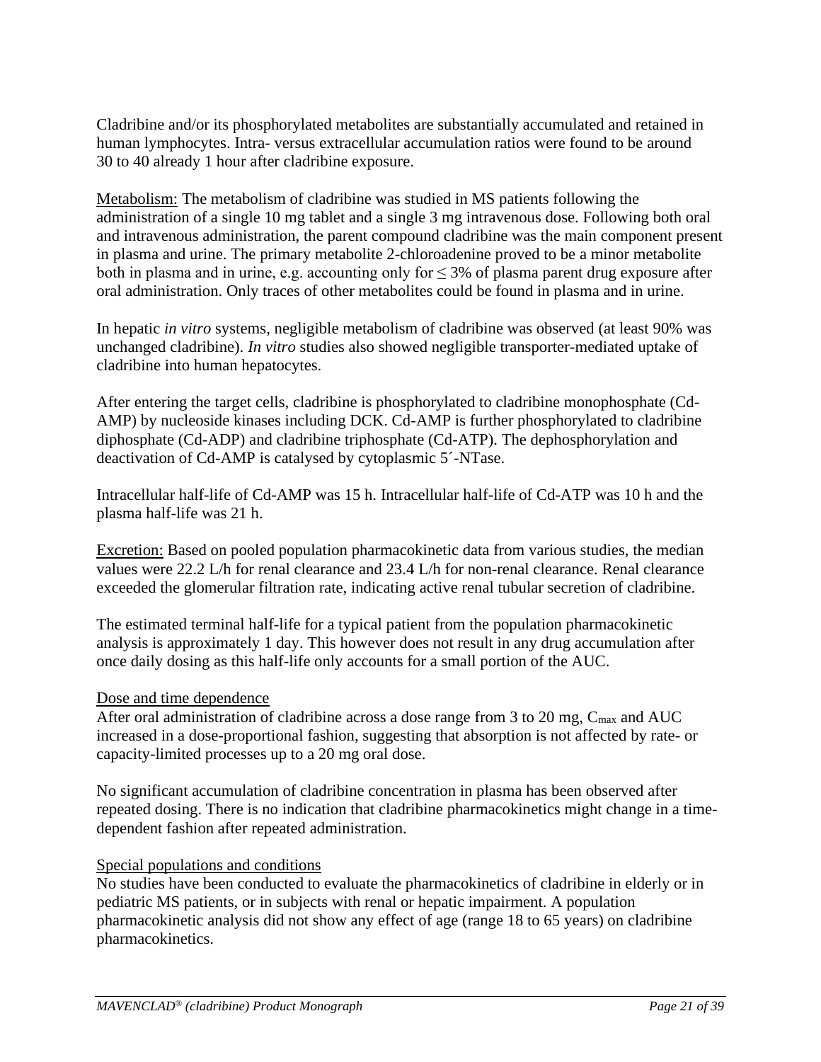Cladribine and/or its phosphorylated metabolites are substantially accumulated and retained in human lymphocytes. Intra- versus extracellular accumulation ratios were found to be around 30 to 40 already 1 hour after cladribine exposure.

Metabolism: The metabolism of cladribine was studied in MS patients following the administration of a single 10 mg tablet and a single 3 mg intravenous dose. Following both oral and intravenous administration, the parent compound cladribine was the main component present in plasma and urine. The primary metabolite 2-chloroadenine proved to be a minor metabolite both in plasma and in urine, e.g. accounting only for ≤ 3% of plasma parent drug exposure after oral administration. Only traces of other metabolites could be found in plasma and in urine.

In hepatic *in vitro* systems, negligible metabolism of cladribine was observed (at least 90% was unchanged cladribine). *In vitro* studies also showed negligible transporter-mediated uptake of cladribine into human hepatocytes.

After entering the target cells, cladribine is phosphorylated to cladribine monophosphate (Cd-AMP) by nucleoside kinases including DCK. Cd-AMP is further phosphorylated to cladribine diphosphate (Cd-ADP) and cladribine triphosphate (Cd-ATP). The dephosphorylation and deactivation of Cd-AMP is catalysed by cytoplasmic 5´-NTase.

Intracellular half-life of Cd-AMP was 15 h. Intracellular half-life of Cd-ATP was 10 h and the plasma half-life was 21 h.

Excretion: Based on pooled population pharmacokinetic data from various studies, the median values were 22.2 L/h for renal clearance and 23.4 L/h for non-renal clearance. Renal clearance exceeded the glomerular filtration rate, indicating active renal tubular secretion of cladribine.

The estimated terminal half-life for a typical patient from the population pharmacokinetic analysis is approximately 1 day. This however does not result in any drug accumulation after once daily dosing as this half-life only accounts for a small portion of the AUC.

Dose and time dependence

After oral administration of cladribine across a dose range from 3 to 20 mg, $C_{max}$ and AUC increased in a dose-proportional fashion, suggesting that absorption is not affected by rate- or capacity-limited processes up to a 20 mg oral dose.

No significant accumulation of cladribine concentration in plasma has been observed after repeated dosing. There is no indication that cladribine pharmacokinetics might change in a time-dependent fashion after repeated administration.

Special populations and conditions

No studies have been conducted to evaluate the pharmacokinetics of cladribine in elderly or in pediatric MS patients, or in subjects with renal or hepatic impairment. A population pharmacokinetic analysis did not show any effect of age (range 18 to 65 years) on cladribine pharmacokinetics.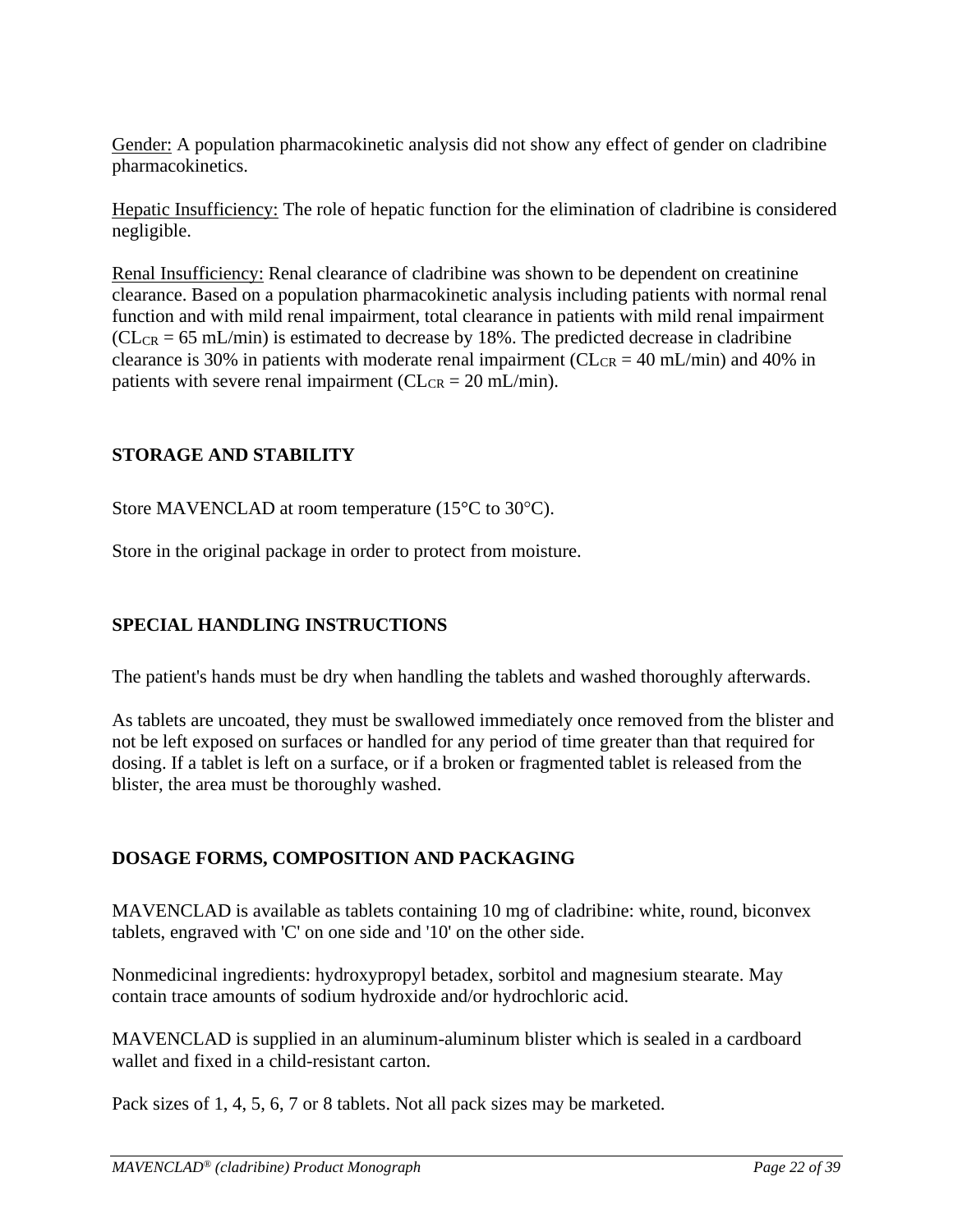Gender: A population pharmacokinetic analysis did not show any effect of gender on cladribine pharmacokinetics.

Hepatic Insufficiency: The role of hepatic function for the elimination of cladribine is considered negligible.

Renal Insufficiency: Renal clearance of cladribine was shown to be dependent on creatinine clearance. Based on a population pharmacokinetic analysis including patients with normal renal function and with mild renal impairment, total clearance in patients with mild renal impairment ($CL_{CR}$ = 65 mL/min) is estimated to decrease by 18%. The predicted decrease in cladribine clearance is 30% in patients with moderate renal impairment ($CL_{CR}$ = 40 mL/min) and 40% in patients with severe renal impairment ($CL_{CR}$ = 20 mL/min).

## STORAGE AND STABILITY

Store MAVENCLAD at room temperature (15°C to 30°C).

Store in the original package in order to protect from moisture.

## SPECIAL HANDLING INSTRUCTIONS

The patient's hands must be dry when handling the tablets and washed thoroughly afterwards.

As tablets are uncoated, they must be swallowed immediately once removed from the blister and not be left exposed on surfaces or handled for any period of time greater than that required for dosing. If a tablet is left on a surface, or if a broken or fragmented tablet is released from the blister, the area must be thoroughly washed.

## DOSAGE FORMS, COMPOSITION AND PACKAGING

MAVENCLAD is available as tablets containing 10 mg of cladribine: white, round, biconvex tablets, engraved with 'C' on one side and '10' on the other side.

Nonmedicinal ingredients: hydroxypropyl betadex, sorbitol and magnesium stearate. May contain trace amounts of sodium hydroxide and/or hydrochloric acid.

MAVENCLAD is supplied in an aluminum-aluminum blister which is sealed in a cardboard wallet and fixed in a child-resistant carton.

Pack sizes of 1, 4, 5, 6, 7 or 8 tablets. Not all pack sizes may be marketed.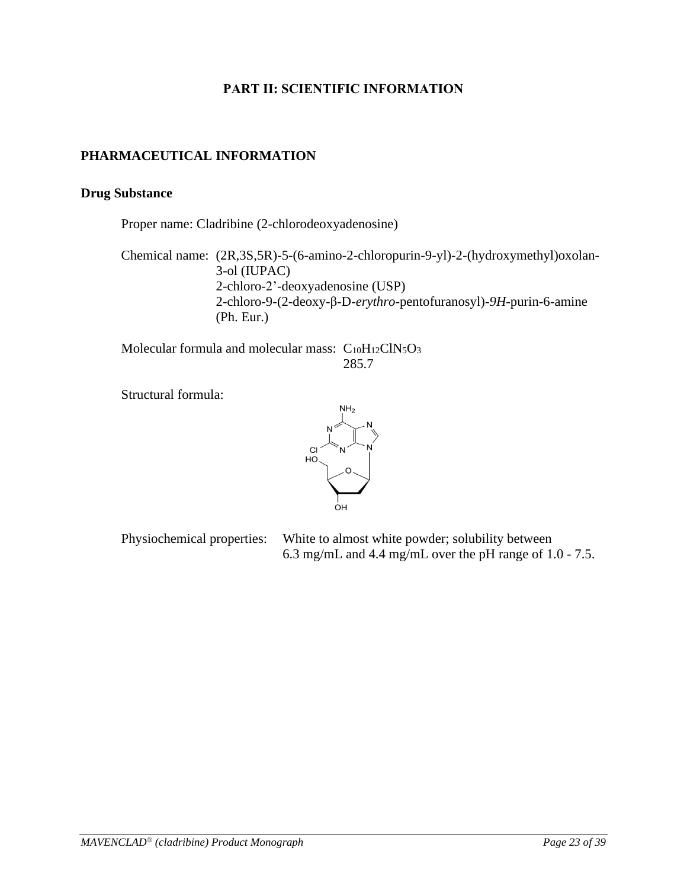# PART II: SCIENTIFIC INFORMATION

## PHARMACEUTICAL INFORMATION

### Drug Substance

Proper name: Cladribine (2-chlorodeoxyadenosine)

Chemical name: (2R,3S,5R)-5-(6-amino-2-chloropurin-9-yl)-2-(hydroxymethyl)oxolan-3-ol (IUPAC)
2-chloro-2'-deoxyadenosine (USP)
2-chloro-9-(2-deoxy-β-D-*erythro*-pentofuranosyl)-*9H*-purin-6-amine (Ph. Eur.)

Molecular formula and molecular mass: $C_{10}H_{12}ClN_5O_3$
285.7

Structural formula:

Physiochemical properties: White to almost white powder; solubility between 6.3 mg/mL and 4.4 mg/mL over the pH range of 1.0 - 7.5.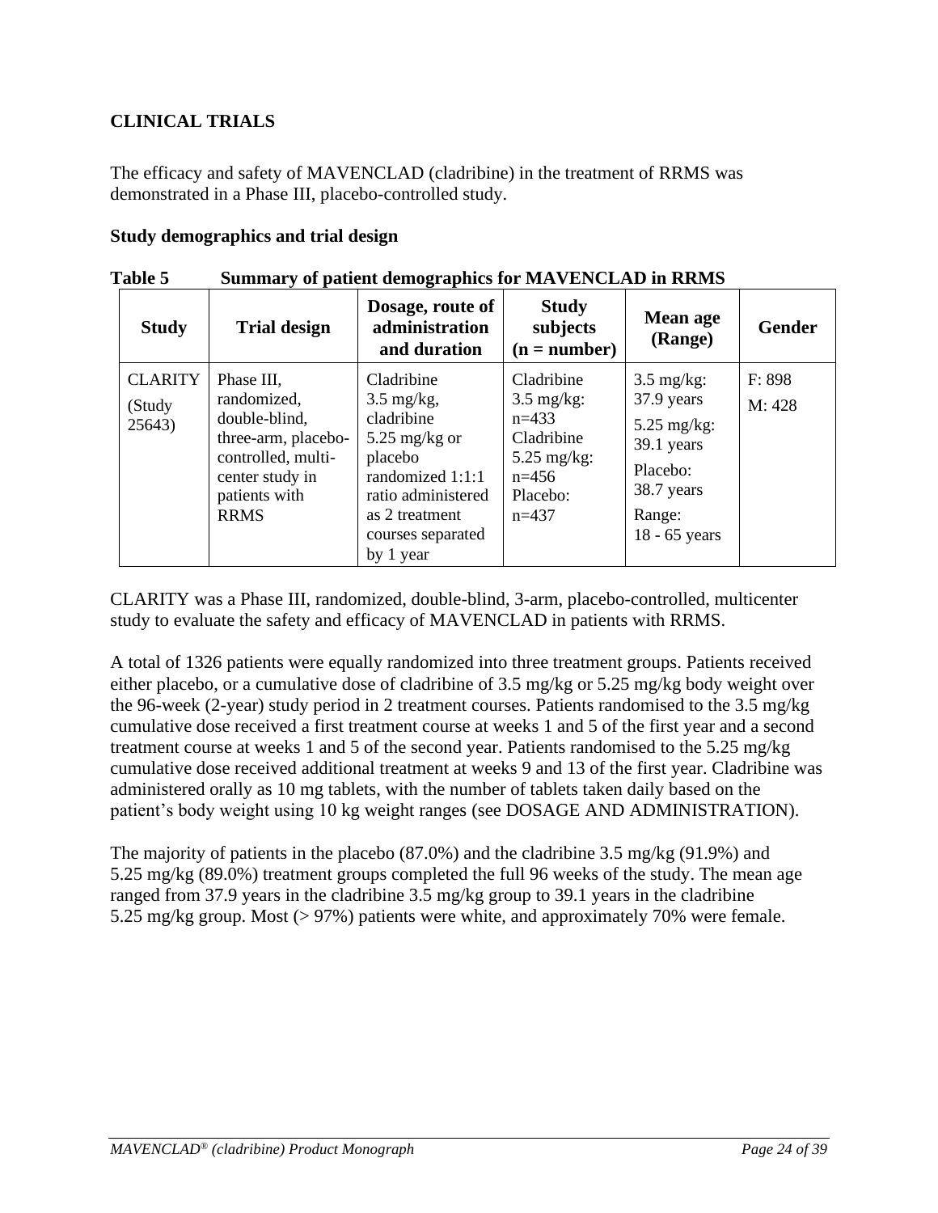## CLINICAL TRIALS

The efficacy and safety of MAVENCLAD (cladribine) in the treatment of RRMS was demonstrated in a Phase III, placebo-controlled study.

### Study demographics and trial design

**Table 5 Summary of patient demographics for MAVENCLAD in RRMS**

| Study | Trial design | Dosage, route of administration and duration | Study subjects (n = number) | Mean age (Range) | Gender |
|---|---|---|---|---|---|
| CLARITY (Study 25643) | Phase III, randomized, double-blind, three-arm, placebo-controlled, multi-center study in patients with RRMS | Cladribine 3.5 mg/kg, cladribine 5.25 mg/kg or placebo randomized 1:1:1 ratio administered as 2 treatment courses separated by 1 year | Cladribine 3.5 mg/kg: n=433<br>Cladribine 5.25 mg/kg: n=456<br>Placebo: n=437 | 3.5 mg/kg: 37.9 years<br>5.25 mg/kg: 39.1 years<br>Placebo: 38.7 years<br>Range: 18 - 65 years | F: 898<br>M: 428 |

CLARITY was a Phase III, randomized, double-blind, 3-arm, placebo-controlled, multicenter study to evaluate the safety and efficacy of MAVENCLAD in patients with RRMS.

A total of 1326 patients were equally randomized into three treatment groups. Patients received either placebo, or a cumulative dose of cladribine of 3.5 mg/kg or 5.25 mg/kg body weight over the 96-week (2-year) study period in 2 treatment courses. Patients randomised to the 3.5 mg/kg cumulative dose received a first treatment course at weeks 1 and 5 of the first year and a second treatment course at weeks 1 and 5 of the second year. Patients randomised to the 5.25 mg/kg cumulative dose received additional treatment at weeks 9 and 13 of the first year. Cladribine was administered orally as 10 mg tablets, with the number of tablets taken daily based on the patient's body weight using 10 kg weight ranges (see DOSAGE AND ADMINISTRATION).

The majority of patients in the placebo (87.0%) and the cladribine 3.5 mg/kg (91.9%) and 5.25 mg/kg (89.0%) treatment groups completed the full 96 weeks of the study. The mean age ranged from 37.9 years in the cladribine 3.5 mg/kg group to 39.1 years in the cladribine 5.25 mg/kg group. Most (> 97%) patients were white, and approximately 70% were female.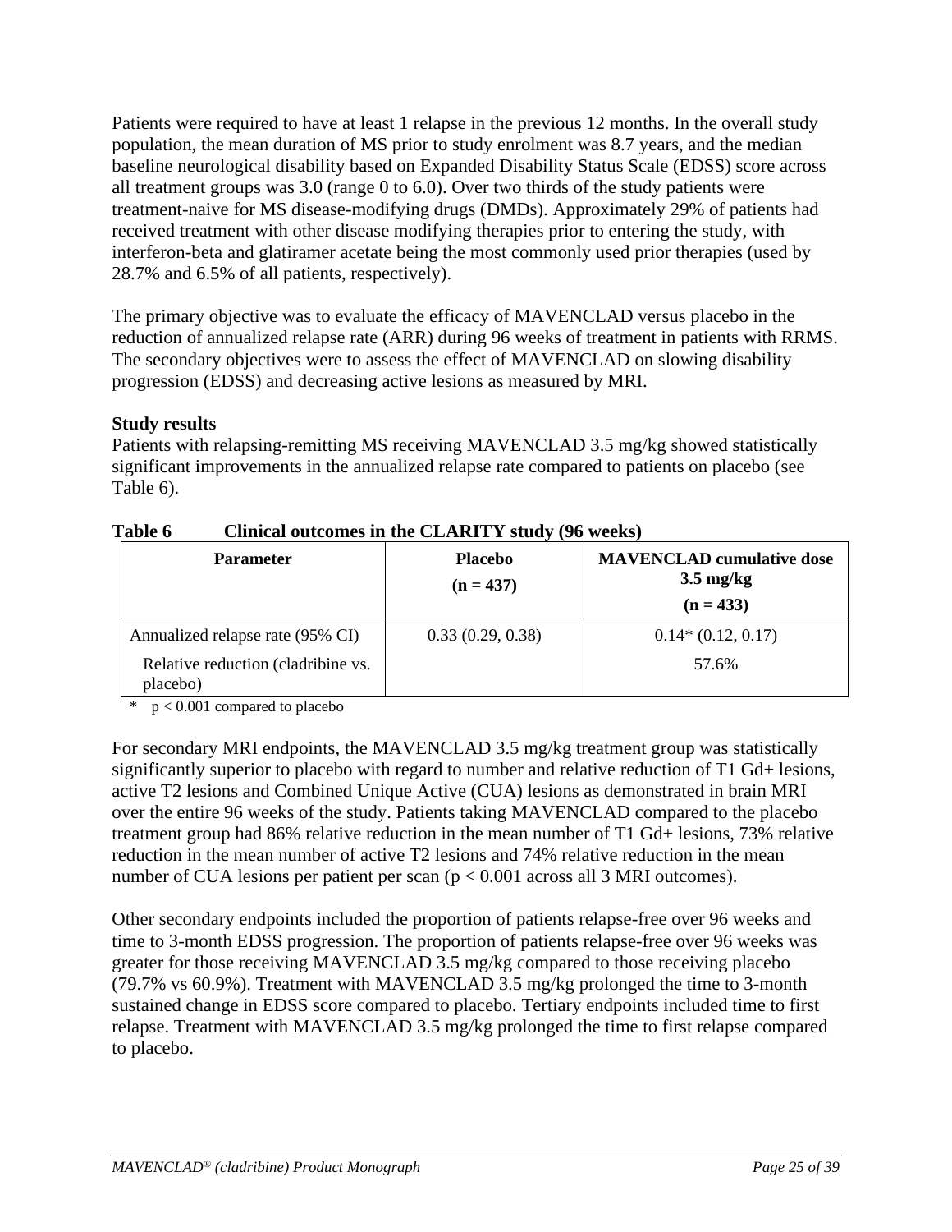Patients were required to have at least 1 relapse in the previous 12 months. In the overall study population, the mean duration of MS prior to study enrolment was 8.7 years, and the median baseline neurological disability based on Expanded Disability Status Scale (EDSS) score across all treatment groups was 3.0 (range 0 to 6.0). Over two thirds of the study patients were treatment-naive for MS disease-modifying drugs (DMDs). Approximately 29% of patients had received treatment with other disease modifying therapies prior to entering the study, with interferon-beta and glatiramer acetate being the most commonly used prior therapies (used by 28.7% and 6.5% of all patients, respectively).

The primary objective was to evaluate the efficacy of MAVENCLAD versus placebo in the reduction of annualized relapse rate (ARR) during 96 weeks of treatment in patients with RRMS. The secondary objectives were to assess the effect of MAVENCLAD on slowing disability progression (EDSS) and decreasing active lesions as measured by MRI.

**Study results**

Patients with relapsing-remitting MS receiving MAVENCLAD 3.5 mg/kg showed statistically significant improvements in the annualized relapse rate compared to patients on placebo (see Table 6).

**Table 6 Clinical outcomes in the CLARITY study (96 weeks)**

| Parameter | Placebo (n = 437) | MAVENCLAD cumulative dose 3.5 mg/kg (n = 433) |
|---|---|---|
| Annualized relapse rate (95% CI) | 0.33 (0.29, 0.38) | 0.14* (0.12, 0.17) |
| Relative reduction (cladribine vs. placebo) | | 57.6% |

\* $p < 0.001$ compared to placebo

For secondary MRI endpoints, the MAVENCLAD 3.5 mg/kg treatment group was statistically significantly superior to placebo with regard to number and relative reduction of T1 Gd+ lesions, active T2 lesions and Combined Unique Active (CUA) lesions as demonstrated in brain MRI over the entire 96 weeks of the study. Patients taking MAVENCLAD compared to the placebo treatment group had 86% relative reduction in the mean number of T1 Gd+ lesions, 73% relative reduction in the mean number of active T2 lesions and 74% relative reduction in the mean number of CUA lesions per patient per scan ($p < 0.001$ across all 3 MRI outcomes).

Other secondary endpoints included the proportion of patients relapse-free over 96 weeks and time to 3-month EDSS progression. The proportion of patients relapse-free over 96 weeks was greater for those receiving MAVENCLAD 3.5 mg/kg compared to those receiving placebo (79.7% vs 60.9%). Treatment with MAVENCLAD 3.5 mg/kg prolonged the time to 3-month sustained change in EDSS score compared to placebo. Tertiary endpoints included time to first relapse. Treatment with MAVENCLAD 3.5 mg/kg prolonged the time to first relapse compared to placebo.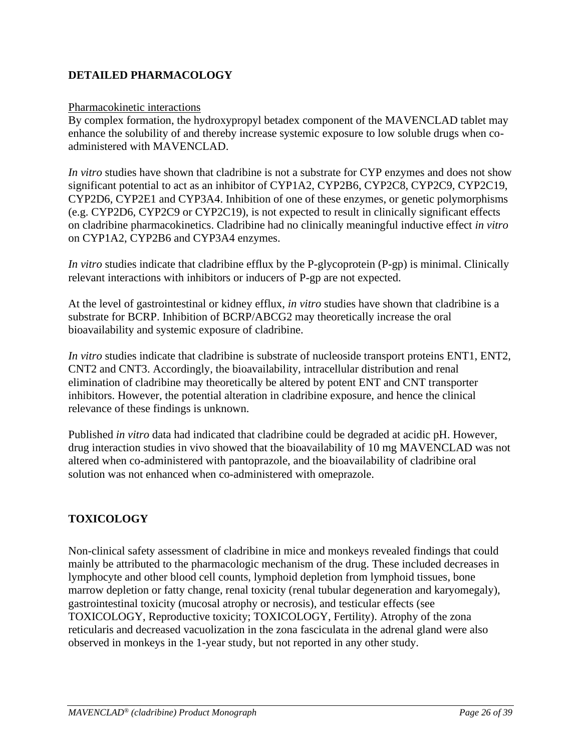## DETAILED PHARMACOLOGY

Pharmacokinetic interactions

By complex formation, the hydroxypropyl betadex component of the MAVENCLAD tablet may enhance the solubility of and thereby increase systemic exposure to low soluble drugs when co-administered with MAVENCLAD.

*In vitro* studies have shown that cladribine is not a substrate for CYP enzymes and does not show significant potential to act as an inhibitor of CYP1A2, CYP2B6, CYP2C8, CYP2C9, CYP2C19, CYP2D6, CYP2E1 and CYP3A4. Inhibition of one of these enzymes, or genetic polymorphisms (e.g. CYP2D6, CYP2C9 or CYP2C19), is not expected to result in clinically significant effects on cladribine pharmacokinetics. Cladribine had no clinically meaningful inductive effect *in vitro* on CYP1A2, CYP2B6 and CYP3A4 enzymes.

*In vitro* studies indicate that cladribine efflux by the P-glycoprotein (P-gp) is minimal. Clinically relevant interactions with inhibitors or inducers of P-gp are not expected.

At the level of gastrointestinal or kidney efflux, *in vitro* studies have shown that cladribine is a substrate for BCRP. Inhibition of BCRP/ABCG2 may theoretically increase the oral bioavailability and systemic exposure of cladribine.

*In vitro* studies indicate that cladribine is substrate of nucleoside transport proteins ENT1, ENT2, CNT2 and CNT3. Accordingly, the bioavailability, intracellular distribution and renal elimination of cladribine may theoretically be altered by potent ENT and CNT transporter inhibitors. However, the potential alteration in cladribine exposure, and hence the clinical relevance of these findings is unknown.

Published *in vitro* data had indicated that cladribine could be degraded at acidic pH. However, drug interaction studies in vivo showed that the bioavailability of 10 mg MAVENCLAD was not altered when co-administered with pantoprazole, and the bioavailability of cladribine oral solution was not enhanced when co-administered with omeprazole.

## TOXICOLOGY

Non-clinical safety assessment of cladribine in mice and monkeys revealed findings that could mainly be attributed to the pharmacologic mechanism of the drug. These included decreases in lymphocyte and other blood cell counts, lymphoid depletion from lymphoid tissues, bone marrow depletion or fatty change, renal toxicity (renal tubular degeneration and karyomegaly), gastrointestinal toxicity (mucosal atrophy or necrosis), and testicular effects (see TOXICOLOGY, Reproductive toxicity; TOXICOLOGY, Fertility). Atrophy of the zona reticularis and decreased vacuolization in the zona fasciculata in the adrenal gland were also observed in monkeys in the 1-year study, but not reported in any other study.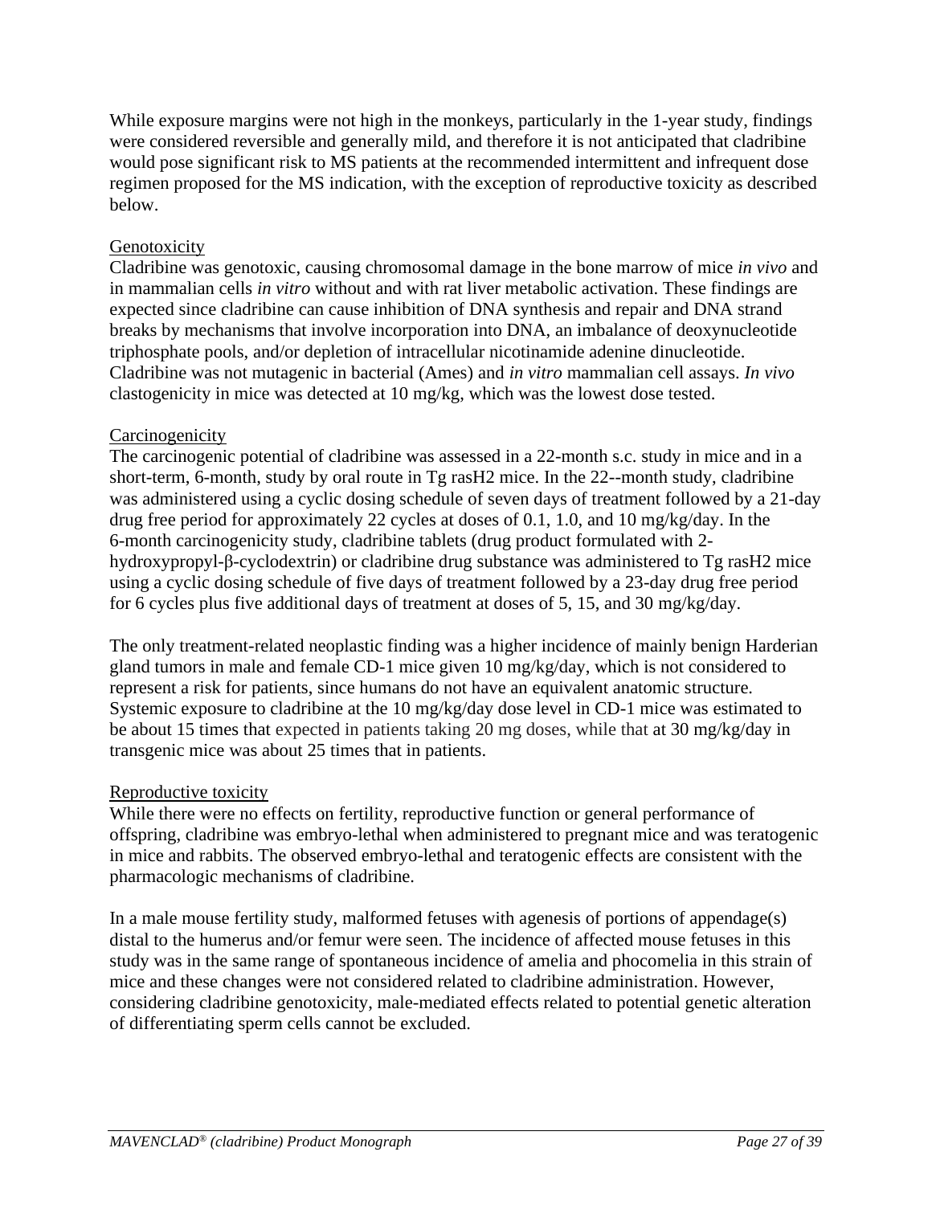While exposure margins were not high in the monkeys, particularly in the 1-year study, findings were considered reversible and generally mild, and therefore it is not anticipated that cladribine would pose significant risk to MS patients at the recommended intermittent and infrequent dose regimen proposed for the MS indication, with the exception of reproductive toxicity as described below.

Genotoxicity

Cladribine was genotoxic, causing chromosomal damage in the bone marrow of mice *in vivo* and in mammalian cells *in vitro* without and with rat liver metabolic activation. These findings are expected since cladribine can cause inhibition of DNA synthesis and repair and DNA strand breaks by mechanisms that involve incorporation into DNA, an imbalance of deoxynucleotide triphosphate pools, and/or depletion of intracellular nicotinamide adenine dinucleotide. Cladribine was not mutagenic in bacterial (Ames) and *in vitro* mammalian cell assays. *In vivo* clastogenicity in mice was detected at 10 mg/kg, which was the lowest dose tested.

Carcinogenicity

The carcinogenic potential of cladribine was assessed in a 22-month s.c. study in mice and in a short-term, 6-month, study by oral route in Tg rasH2 mice. In the 22--month study, cladribine was administered using a cyclic dosing schedule of seven days of treatment followed by a 21-day drug free period for approximately 22 cycles at doses of 0.1, 1.0, and 10 mg/kg/day. In the 6-month carcinogenicity study, cladribine tablets (drug product formulated with 2-hydroxypropyl-β-cyclodextrin) or cladribine drug substance was administered to Tg rasH2 mice using a cyclic dosing schedule of five days of treatment followed by a 23-day drug free period for 6 cycles plus five additional days of treatment at doses of 5, 15, and 30 mg/kg/day.

The only treatment-related neoplastic finding was a higher incidence of mainly benign Harderian gland tumors in male and female CD-1 mice given 10 mg/kg/day, which is not considered to represent a risk for patients, since humans do not have an equivalent anatomic structure. Systemic exposure to cladribine at the 10 mg/kg/day dose level in CD-1 mice was estimated to be about 15 times that expected in patients taking 20 mg doses, while that at 30 mg/kg/day in transgenic mice was about 25 times that in patients.

Reproductive toxicity

While there were no effects on fertility, reproductive function or general performance of offspring, cladribine was embryo-lethal when administered to pregnant mice and was teratogenic in mice and rabbits. The observed embryo-lethal and teratogenic effects are consistent with the pharmacologic mechanisms of cladribine.

In a male mouse fertility study, malformed fetuses with agenesis of portions of appendage(s) distal to the humerus and/or femur were seen. The incidence of affected mouse fetuses in this study was in the same range of spontaneous incidence of amelia and phocomelia in this strain of mice and these changes were not considered related to cladribine administration. However, considering cladribine genotoxicity, male-mediated effects related to potential genetic alteration of differentiating sperm cells cannot be excluded.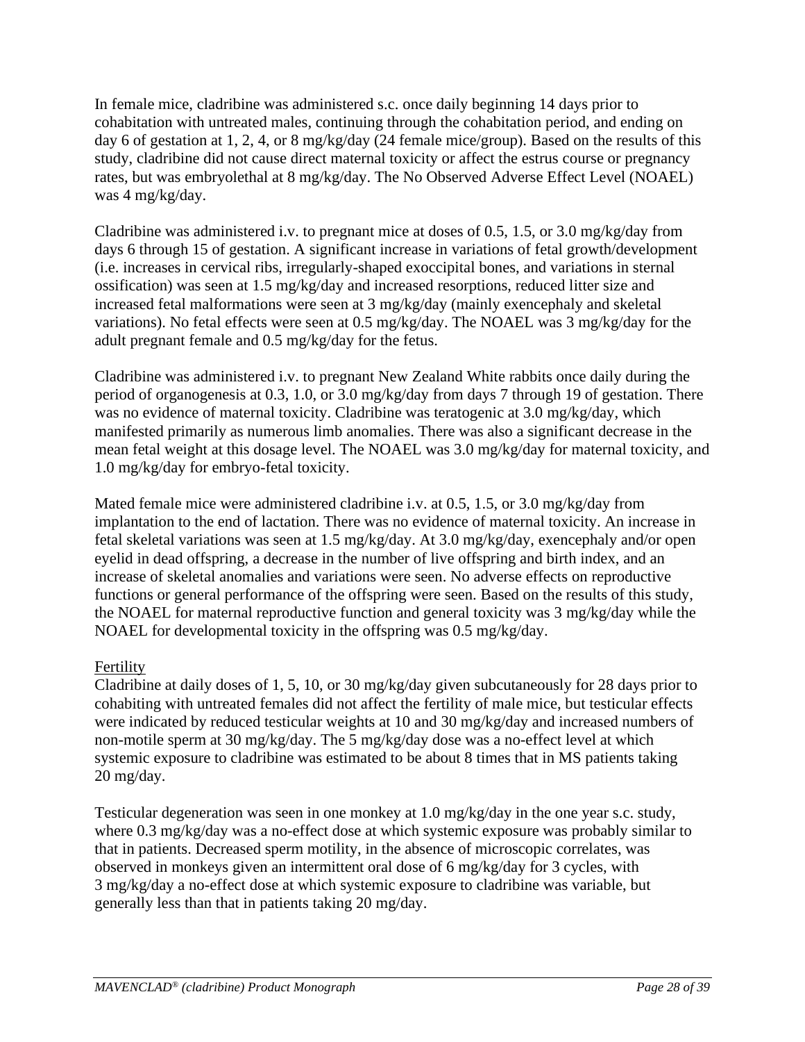In female mice, cladribine was administered s.c. once daily beginning 14 days prior to cohabitation with untreated males, continuing through the cohabitation period, and ending on day 6 of gestation at 1, 2, 4, or 8 mg/kg/day (24 female mice/group). Based on the results of this study, cladribine did not cause direct maternal toxicity or affect the estrus course or pregnancy rates, but was embryolethal at 8 mg/kg/day. The No Observed Adverse Effect Level (NOAEL) was 4 mg/kg/day.

Cladribine was administered i.v. to pregnant mice at doses of 0.5, 1.5, or 3.0 mg/kg/day from days 6 through 15 of gestation. A significant increase in variations of fetal growth/development (i.e. increases in cervical ribs, irregularly-shaped exoccipital bones, and variations in sternal ossification) was seen at 1.5 mg/kg/day and increased resorptions, reduced litter size and increased fetal malformations were seen at 3 mg/kg/day (mainly exencephaly and skeletal variations). No fetal effects were seen at 0.5 mg/kg/day. The NOAEL was 3 mg/kg/day for the adult pregnant female and 0.5 mg/kg/day for the fetus.

Cladribine was administered i.v. to pregnant New Zealand White rabbits once daily during the period of organogenesis at 0.3, 1.0, or 3.0 mg/kg/day from days 7 through 19 of gestation. There was no evidence of maternal toxicity. Cladribine was teratogenic at 3.0 mg/kg/day, which manifested primarily as numerous limb anomalies. There was also a significant decrease in the mean fetal weight at this dosage level. The NOAEL was 3.0 mg/kg/day for maternal toxicity, and 1.0 mg/kg/day for embryo-fetal toxicity.

Mated female mice were administered cladribine i.v. at 0.5, 1.5, or 3.0 mg/kg/day from implantation to the end of lactation. There was no evidence of maternal toxicity. An increase in fetal skeletal variations was seen at 1.5 mg/kg/day. At 3.0 mg/kg/day, exencephaly and/or open eyelid in dead offspring, a decrease in the number of live offspring and birth index, and an increase of skeletal anomalies and variations were seen. No adverse effects on reproductive functions or general performance of the offspring were seen. Based on the results of this study, the NOAEL for maternal reproductive function and general toxicity was 3 mg/kg/day while the NOAEL for developmental toxicity in the offspring was 0.5 mg/kg/day.

Fertility

Cladribine at daily doses of 1, 5, 10, or 30 mg/kg/day given subcutaneously for 28 days prior to cohabiting with untreated females did not affect the fertility of male mice, but testicular effects were indicated by reduced testicular weights at 10 and 30 mg/kg/day and increased numbers of non-motile sperm at 30 mg/kg/day. The 5 mg/kg/day dose was a no-effect level at which systemic exposure to cladribine was estimated to be about 8 times that in MS patients taking 20 mg/day.

Testicular degeneration was seen in one monkey at 1.0 mg/kg/day in the one year s.c. study, where 0.3 mg/kg/day was a no-effect dose at which systemic exposure was probably similar to that in patients. Decreased sperm motility, in the absence of microscopic correlates, was observed in monkeys given an intermittent oral dose of 6 mg/kg/day for 3 cycles, with 3 mg/kg/day a no-effect dose at which systemic exposure to cladribine was variable, but generally less than that in patients taking 20 mg/day.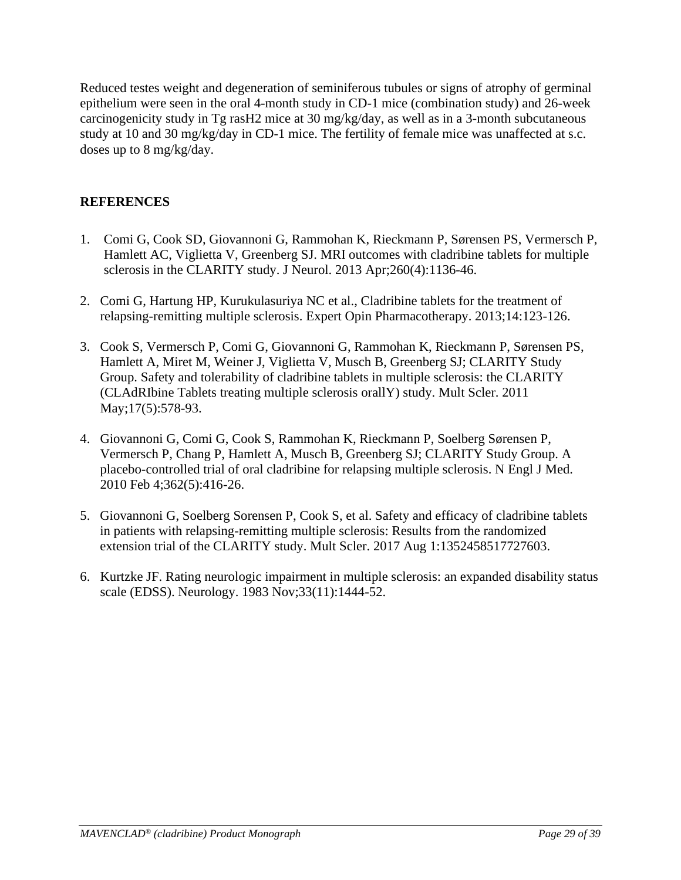Reduced testes weight and degeneration of seminiferous tubules or signs of atrophy of germinal epithelium were seen in the oral 4-month study in CD-1 mice (combination study) and 26-week carcinogenicity study in Tg rasH2 mice at 30 mg/kg/day, as well as in a 3-month subcutaneous study at 10 and 30 mg/kg/day in CD-1 mice. The fertility of female mice was unaffected at s.c. doses up to 8 mg/kg/day.

## REFERENCES

1. Comi G, Cook SD, Giovannoni G, Rammohan K, Rieckmann P, Sørensen PS, Vermersch P, Hamlett AC, Viglietta V, Greenberg SJ. MRI outcomes with cladribine tablets for multiple sclerosis in the CLARITY study. J Neurol. 2013 Apr;260(4):1136-46.

2. Comi G, Hartung HP, Kurukulasuriya NC et al., Cladribine tablets for the treatment of relapsing-remitting multiple sclerosis. Expert Opin Pharmacotherapy. 2013;14:123-126.

3. Cook S, Vermersch P, Comi G, Giovannoni G, Rammohan K, Rieckmann P, Sørensen PS, Hamlett A, Miret M, Weiner J, Viglietta V, Musch B, Greenberg SJ; CLARITY Study Group. Safety and tolerability of cladribine tablets in multiple sclerosis: the CLARITY (CLAdRIbine Tablets treating multiple sclerosis orallY) study. Mult Scler. 2011 May;17(5):578-93.

4. Giovannoni G, Comi G, Cook S, Rammohan K, Rieckmann P, Soelberg Sørensen P, Vermersch P, Chang P, Hamlett A, Musch B, Greenberg SJ; CLARITY Study Group. A placebo-controlled trial of oral cladribine for relapsing multiple sclerosis. N Engl J Med. 2010 Feb 4;362(5):416-26.

5. Giovannoni G, Soelberg Sorensen P, Cook S, et al. Safety and efficacy of cladribine tablets in patients with relapsing-remitting multiple sclerosis: Results from the randomized extension trial of the CLARITY study. Mult Scler. 2017 Aug 1:1352458517727603.

6. Kurtzke JF. Rating neurologic impairment in multiple sclerosis: an expanded disability status scale (EDSS). Neurology. 1983 Nov;33(11):1444-52.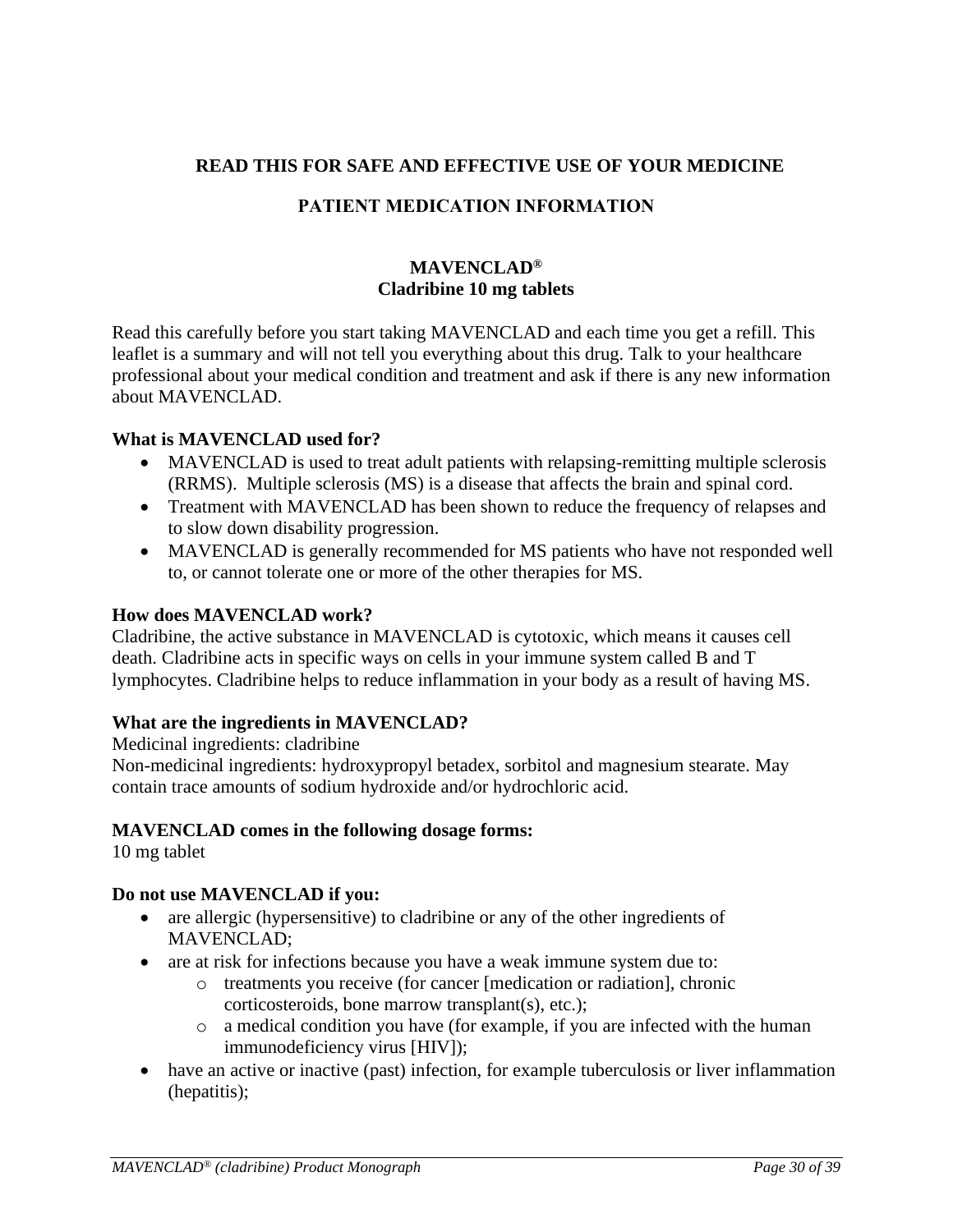**READ THIS FOR SAFE AND EFFECTIVE USE OF YOUR MEDICINE**

**PATIENT MEDICATION INFORMATION**

**MAVENCLAD®**
**Cladribine 10 mg tablets**

Read this carefully before you start taking MAVENCLAD and each time you get a refill. This leaflet is a summary and will not tell you everything about this drug. Talk to your healthcare professional about your medical condition and treatment and ask if there is any new information about MAVENCLAD.

**What is MAVENCLAD used for?**

- MAVENCLAD is used to treat adult patients with relapsing-remitting multiple sclerosis (RRMS). Multiple sclerosis (MS) is a disease that affects the brain and spinal cord.
- Treatment with MAVENCLAD has been shown to reduce the frequency of relapses and to slow down disability progression.
- MAVENCLAD is generally recommended for MS patients who have not responded well to, or cannot tolerate one or more of the other therapies for MS.

**How does MAVENCLAD work?**

Cladribine, the active substance in MAVENCLAD is cytotoxic, which means it causes cell death. Cladribine acts in specific ways on cells in your immune system called B and T lymphocytes. Cladribine helps to reduce inflammation in your body as a result of having MS.

**What are the ingredients in MAVENCLAD?**

Medicinal ingredients: cladribine
Non-medicinal ingredients: hydroxypropyl betadex, sorbitol and magnesium stearate. May contain trace amounts of sodium hydroxide and/or hydrochloric acid.

**MAVENCLAD comes in the following dosage forms:**

10 mg tablet

**Do not use MAVENCLAD if you:**

- are allergic (hypersensitive) to cladribine or any of the other ingredients of MAVENCLAD;
- are at risk for infections because you have a weak immune system due to:
  - treatments you receive (for cancer [medication or radiation], chronic corticosteroids, bone marrow transplant(s), etc.);
  - a medical condition you have (for example, if you are infected with the human immunodeficiency virus [HIV]);
- have an active or inactive (past) infection, for example tuberculosis or liver inflammation (hepatitis);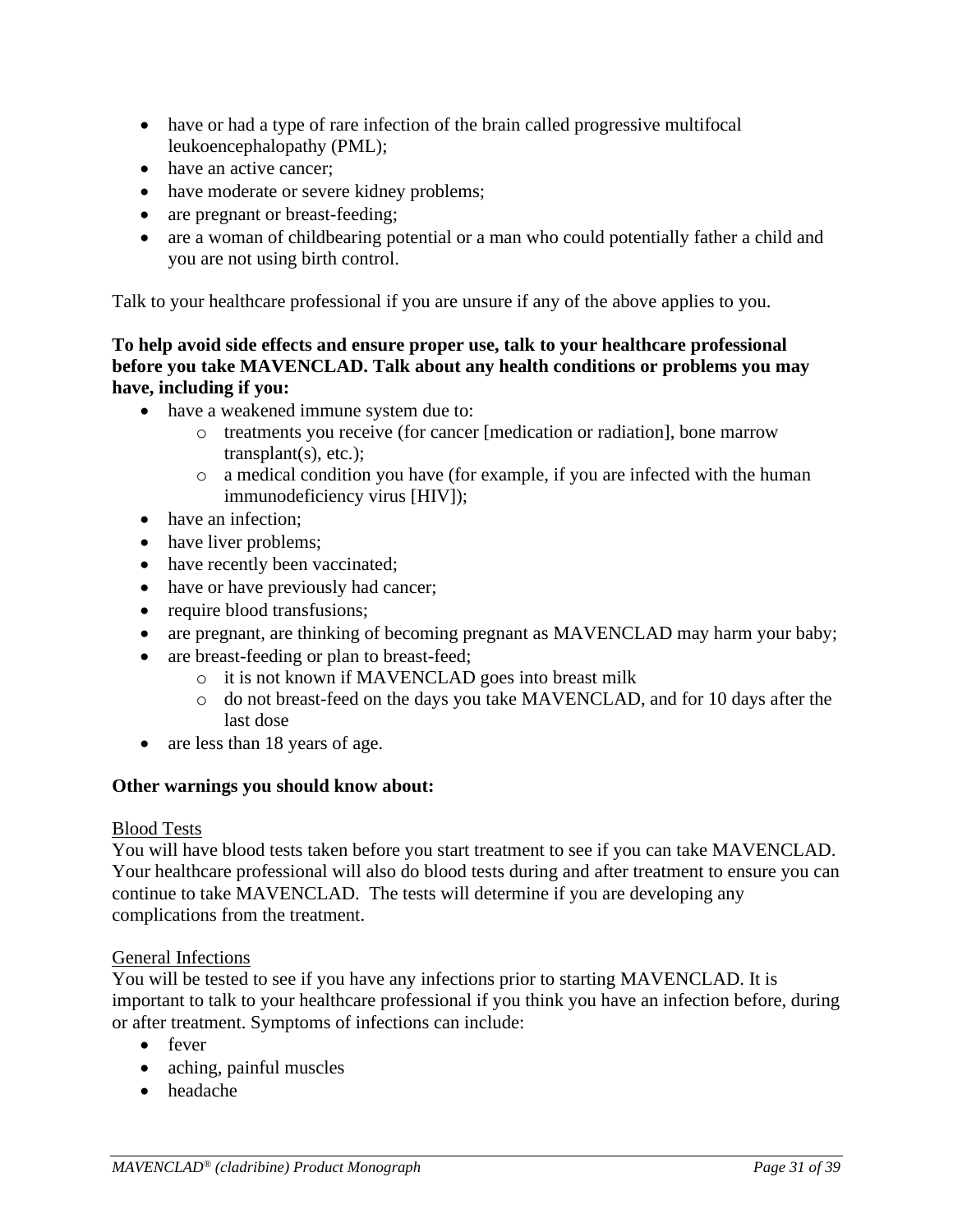- have or had a type of rare infection of the brain called progressive multifocal leukoencephalopathy (PML);
- have an active cancer;
- have moderate or severe kidney problems;
- are pregnant or breast-feeding;
- are a woman of childbearing potential or a man who could potentially father a child and you are not using birth control.

Talk to your healthcare professional if you are unsure if any of the above applies to you.

**To help avoid side effects and ensure proper use, talk to your healthcare professional before you take MAVENCLAD. Talk about any health conditions or problems you may have, including if you:**

- have a weakened immune system due to:
  - treatments you receive (for cancer [medication or radiation], bone marrow transplant(s), etc.);
  - a medical condition you have (for example, if you are infected with the human immunodeficiency virus [HIV]);
- have an infection;
- have liver problems;
- have recently been vaccinated;
- have or have previously had cancer;
- require blood transfusions;
- are pregnant, are thinking of becoming pregnant as MAVENCLAD may harm your baby;
- are breast-feeding or plan to breast-feed;
  - it is not known if MAVENCLAD goes into breast milk
  - do not breast-feed on the days you take MAVENCLAD, and for 10 days after the last dose
- are less than 18 years of age.

**Other warnings you should know about:**

<u>Blood Tests</u>
You will have blood tests taken before you start treatment to see if you can take MAVENCLAD. Your healthcare professional will also do blood tests during and after treatment to ensure you can continue to take MAVENCLAD. The tests will determine if you are developing any complications from the treatment.

<u>General Infections</u>
You will be tested to see if you have any infections prior to starting MAVENCLAD. It is important to talk to your healthcare professional if you think you have an infection before, during or after treatment. Symptoms of infections can include:

- fever
- aching, painful muscles
- headache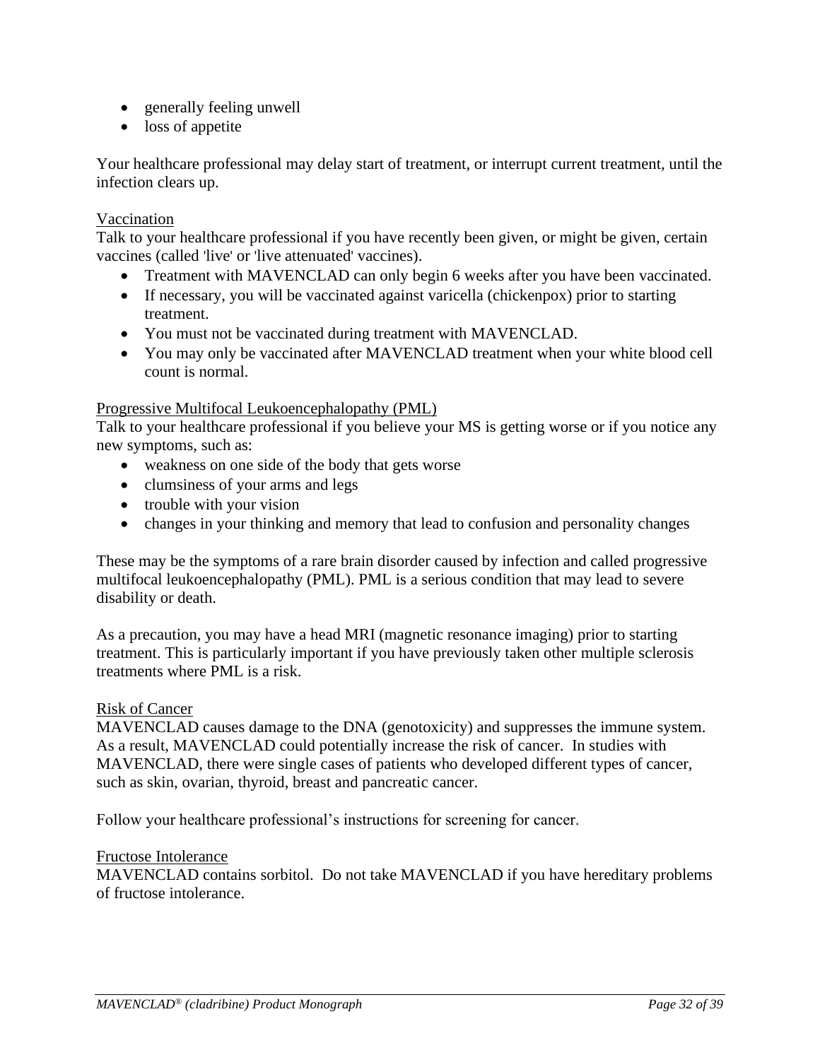- generally feeling unwell
- loss of appetite

Your healthcare professional may delay start of treatment, or interrupt current treatment, until the infection clears up.

Vaccination

Talk to your healthcare professional if you have recently been given, or might be given, certain vaccines (called 'live' or 'live attenuated' vaccines).

- Treatment with MAVENCLAD can only begin 6 weeks after you have been vaccinated.
- If necessary, you will be vaccinated against varicella (chickenpox) prior to starting treatment.
- You must not be vaccinated during treatment with MAVENCLAD.
- You may only be vaccinated after MAVENCLAD treatment when your white blood cell count is normal.

Progressive Multifocal Leukoencephalopathy (PML)

Talk to your healthcare professional if you believe your MS is getting worse or if you notice any new symptoms, such as:

- weakness on one side of the body that gets worse
- clumsiness of your arms and legs
- trouble with your vision
- changes in your thinking and memory that lead to confusion and personality changes

These may be the symptoms of a rare brain disorder caused by infection and called progressive multifocal leukoencephalopathy (PML). PML is a serious condition that may lead to severe disability or death.

As a precaution, you may have a head MRI (magnetic resonance imaging) prior to starting treatment. This is particularly important if you have previously taken other multiple sclerosis treatments where PML is a risk.

Risk of Cancer

MAVENCLAD causes damage to the DNA (genotoxicity) and suppresses the immune system. As a result, MAVENCLAD could potentially increase the risk of cancer. In studies with MAVENCLAD, there were single cases of patients who developed different types of cancer, such as skin, ovarian, thyroid, breast and pancreatic cancer.

Follow your healthcare professional's instructions for screening for cancer.

Fructose Intolerance

MAVENCLAD contains sorbitol. Do not take MAVENCLAD if you have hereditary problems of fructose intolerance.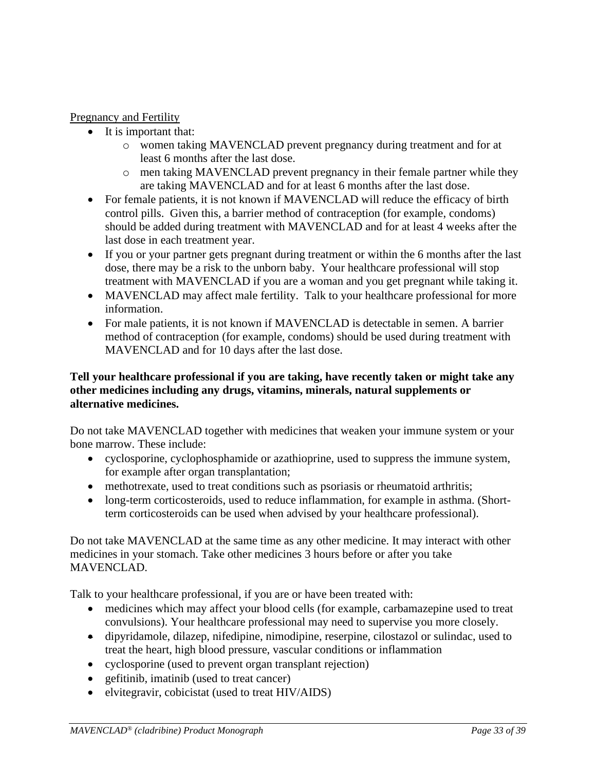Pregnancy and Fertility

- It is important that:
  - women taking MAVENCLAD prevent pregnancy during treatment and for at least 6 months after the last dose.
  - men taking MAVENCLAD prevent pregnancy in their female partner while they are taking MAVENCLAD and for at least 6 months after the last dose.
- For female patients, it is not known if MAVENCLAD will reduce the efficacy of birth control pills. Given this, a barrier method of contraception (for example, condoms) should be added during treatment with MAVENCLAD and for at least 4 weeks after the last dose in each treatment year.
- If you or your partner gets pregnant during treatment or within the 6 months after the last dose, there may be a risk to the unborn baby. Your healthcare professional will stop treatment with MAVENCLAD if you are a woman and you get pregnant while taking it.
- MAVENCLAD may affect male fertility. Talk to your healthcare professional for more information.
- For male patients, it is not known if MAVENCLAD is detectable in semen. A barrier method of contraception (for example, condoms) should be used during treatment with MAVENCLAD and for 10 days after the last dose.

**Tell your healthcare professional if you are taking, have recently taken or might take any other medicines including any drugs, vitamins, minerals, natural supplements or alternative medicines.**

Do not take MAVENCLAD together with medicines that weaken your immune system or your bone marrow. These include:

- cyclosporine, cyclophosphamide or azathioprine, used to suppress the immune system, for example after organ transplantation;
- methotrexate, used to treat conditions such as psoriasis or rheumatoid arthritis;
- long-term corticosteroids, used to reduce inflammation, for example in asthma. (Short-term corticosteroids can be used when advised by your healthcare professional).

Do not take MAVENCLAD at the same time as any other medicine. It may interact with other medicines in your stomach. Take other medicines 3 hours before or after you take MAVENCLAD.

Talk to your healthcare professional, if you are or have been treated with:

- medicines which may affect your blood cells (for example, carbamazepine used to treat convulsions). Your healthcare professional may need to supervise you more closely.
- dipyridamole, dilazep, nifedipine, nimodipine, reserpine, cilostazol or sulindac, used to treat the heart, high blood pressure, vascular conditions or inflammation
- cyclosporine (used to prevent organ transplant rejection)
- gefitinib, imatinib (used to treat cancer)
- elvitegravir, cobicistat (used to treat HIV/AIDS)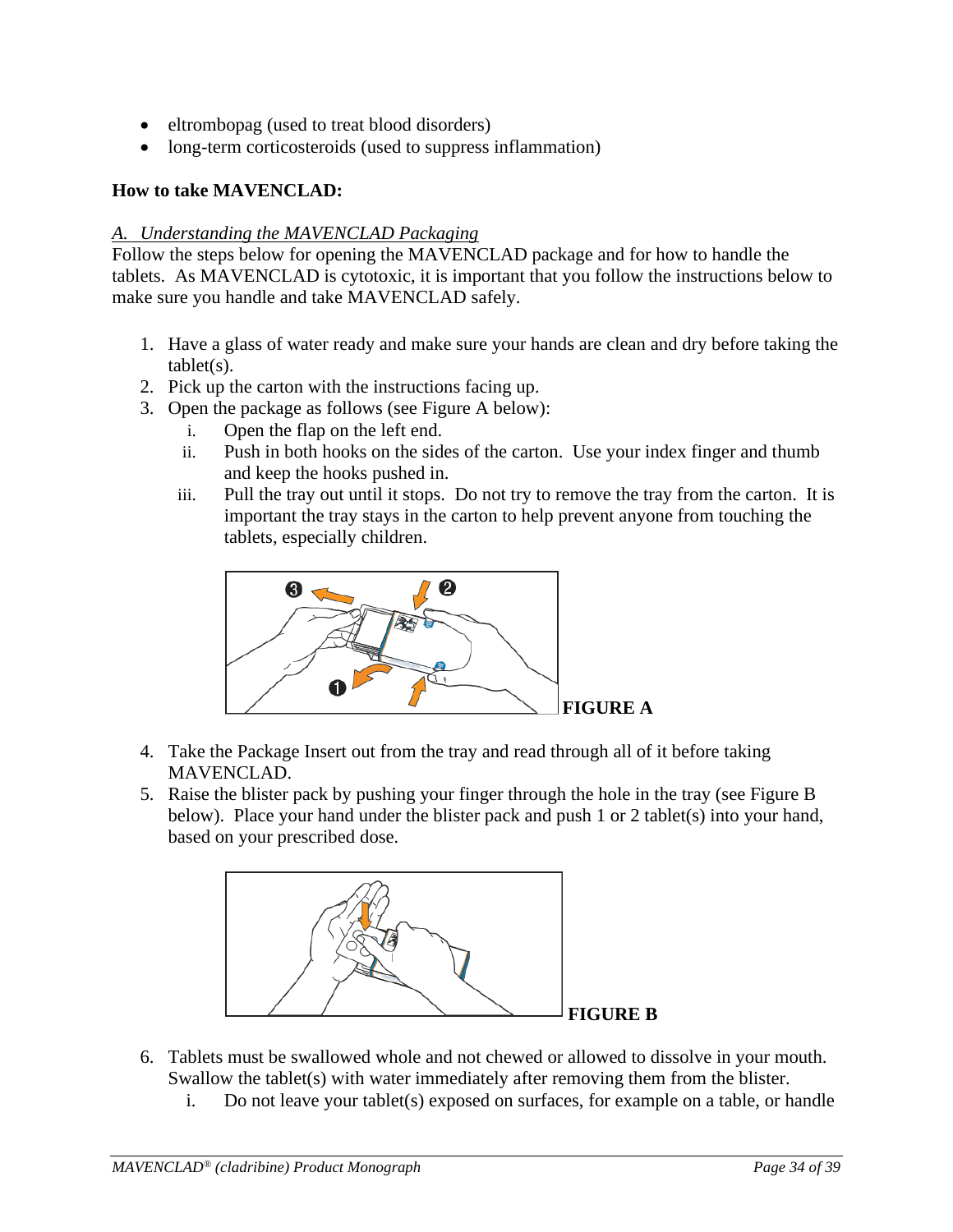- eltrombopag (used to treat blood disorders)
- long-term corticosteroids (used to suppress inflammation)

**How to take MAVENCLAD:**

*A. Understanding the MAVENCLAD Packaging*

Follow the steps below for opening the MAVENCLAD package and for how to handle the tablets. As MAVENCLAD is cytotoxic, it is important that you follow the instructions below to make sure you handle and take MAVENCLAD safely.

1. Have a glass of water ready and make sure your hands are clean and dry before taking the tablet(s).
2. Pick up the carton with the instructions facing up.
3. Open the package as follows (see Figure A below):
   i. Open the flap on the left end.
   ii. Push in both hooks on the sides of the carton. Use your index finger and thumb and keep the hooks pushed in.
   iii. Pull the tray out until it stops. Do not try to remove the tray from the carton. It is important the tray stays in the carton to help prevent anyone from touching the tablets, especially children.

**FIGURE A**

4. Take the Package Insert out from the tray and read through all of it before taking MAVENCLAD.
5. Raise the blister pack by pushing your finger through the hole in the tray (see Figure B below). Place your hand under the blister pack and push 1 or 2 tablet(s) into your hand, based on your prescribed dose.

**FIGURE B**

6. Tablets must be swallowed whole and not chewed or allowed to dissolve in your mouth. Swallow the tablet(s) with water immediately after removing them from the blister.
   i. Do not leave your tablet(s) exposed on surfaces, for example on a table, or handle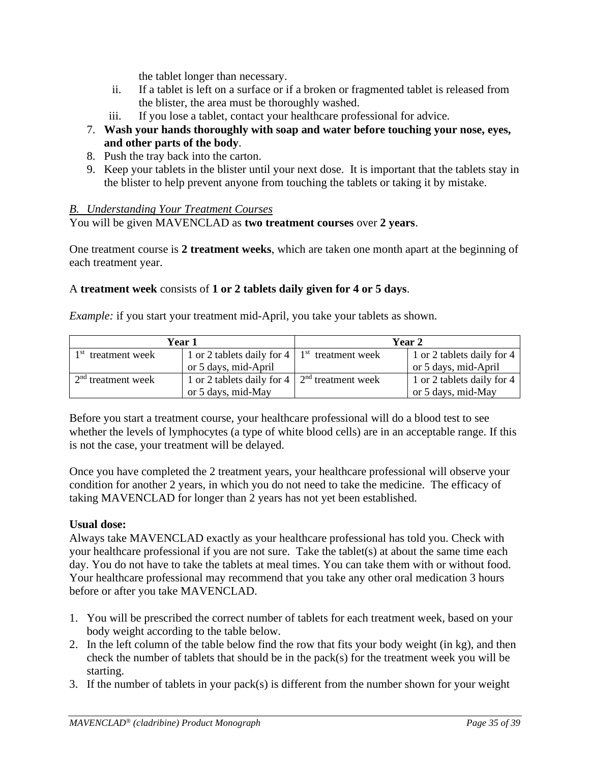the tablet longer than necessary.

ii. If a tablet is left on a surface or if a broken or fragmented tablet is released from the blister, the area must be thoroughly washed.

iii. If you lose a tablet, contact your healthcare professional for advice.

7. **Wash your hands thoroughly with soap and water before touching your nose, eyes, and other parts of the body**.
8. Push the tray back into the carton.
9. Keep your tablets in the blister until your next dose. It is important that the tablets stay in the blister to help prevent anyone from touching the tablets or taking it by mistake.

*B. Understanding Your Treatment Courses*

You will be given MAVENCLAD as **two treatment courses** over **2 years**.

One treatment course is **2 treatment weeks**, which are taken one month apart at the beginning of each treatment year.

A **treatment week** consists of **1 or 2 tablets daily given for 4 or 5 days**.

*Example:* if you start your treatment mid-April, you take your tablets as shown.

| **Year 1** | | **Year 2** | |
|---|---|---|---|
| 1st treatment week | 1 or 2 tablets daily for 4 or 5 days, mid-April | 1st treatment week | 1 or 2 tablets daily for 4 or 5 days, mid-April |
| 2nd treatment week | 1 or 2 tablets daily for 4 or 5 days, mid-May | 2nd treatment week | 1 or 2 tablets daily for 4 or 5 days, mid-May |

Before you start a treatment course, your healthcare professional will do a blood test to see whether the levels of lymphocytes (a type of white blood cells) are in an acceptable range. If this is not the case, your treatment will be delayed.

Once you have completed the 2 treatment years, your healthcare professional will observe your condition for another 2 years, in which you do not need to take the medicine. The efficacy of taking MAVENCLAD for longer than 2 years has not yet been established.

**Usual dose:**

Always take MAVENCLAD exactly as your healthcare professional has told you. Check with your healthcare professional if you are not sure. Take the tablet(s) at about the same time each day. You do not have to take the tablets at meal times. You can take them with or without food. Your healthcare professional may recommend that you take any other oral medication 3 hours before or after you take MAVENCLAD.

1. You will be prescribed the correct number of tablets for each treatment week, based on your body weight according to the table below.
2. In the left column of the table below find the row that fits your body weight (in kg), and then check the number of tablets that should be in the pack(s) for the treatment week you will be starting.
3. If the number of tablets in your pack(s) is different from the number shown for your weight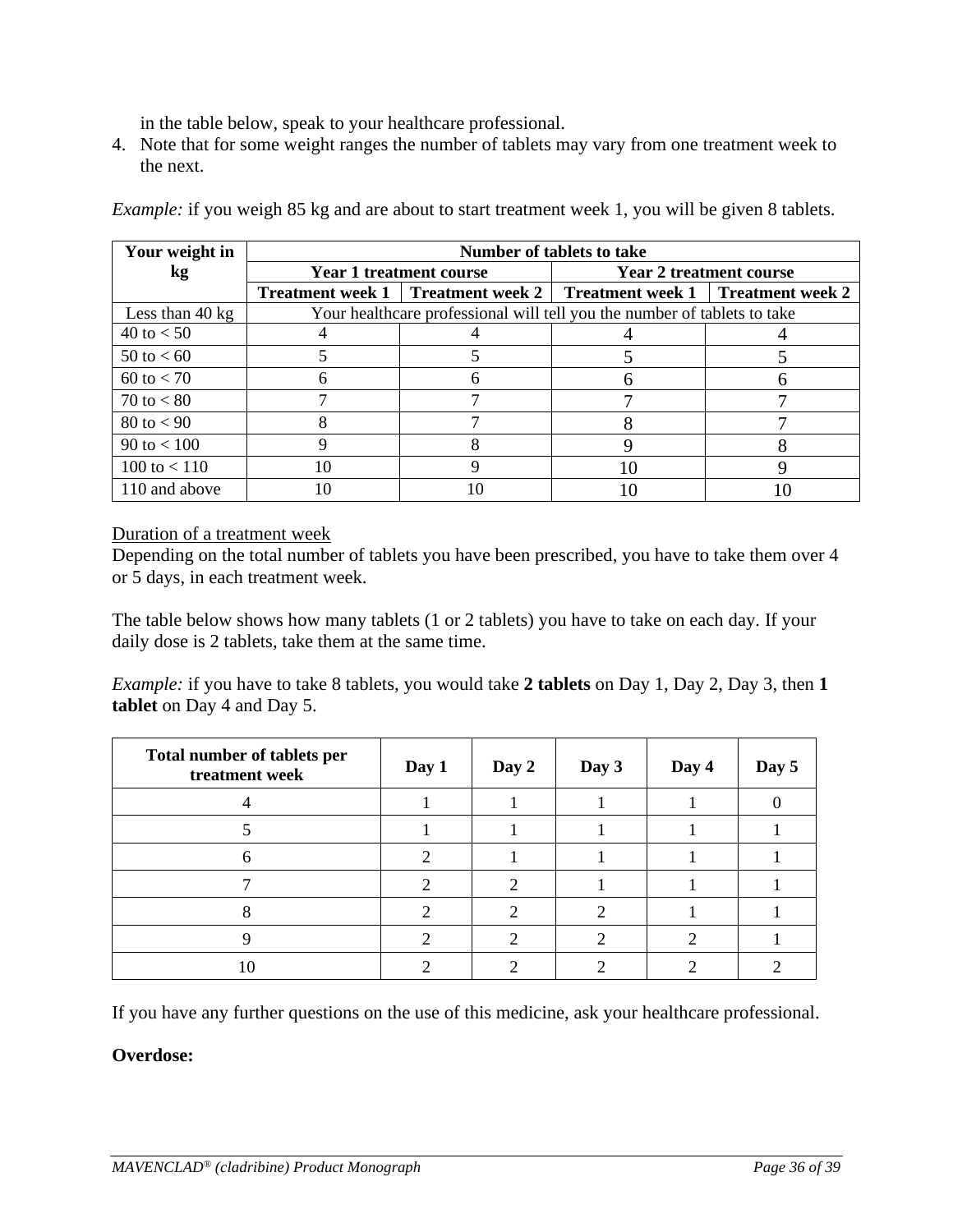in the table below, speak to your healthcare professional.

4. Note that for some weight ranges the number of tablets may vary from one treatment week to the next.

*Example:* if you weigh 85 kg and are about to start treatment week 1, you will be given 8 tablets.

| Your weight in kg | Number of tablets to take | | | |
|---|---|---|---|---|
| | Year 1 treatment course | | Year 2 treatment course | |
| | Treatment week 1 | Treatment week 2 | Treatment week 1 | Treatment week 2 |
| Less than 40 kg | Your healthcare professional will tell you the number of tablets to take | | | |
| 40 to < 50 | 4 | 4 | 4 | 4 |
| 50 to < 60 | 5 | 5 | 5 | 5 |
| 60 to < 70 | 6 | 6 | 6 | 6 |
| 70 to < 80 | 7 | 7 | 7 | 7 |
| 80 to < 90 | 8 | 7 | 8 | 7 |
| 90 to < 100 | 9 | 8 | 9 | 8 |
| 100 to < 110 | 10 | 9 | 10 | 9 |
| 110 and above | 10 | 10 | 10 | 10 |

Duration of a treatment week

Depending on the total number of tablets you have been prescribed, you have to take them over 4 or 5 days, in each treatment week.

The table below shows how many tablets (1 or 2 tablets) you have to take on each day. If your daily dose is 2 tablets, take them at the same time.

*Example:* if you have to take 8 tablets, you would take **2 tablets** on Day 1, Day 2, Day 3, then **1 tablet** on Day 4 and Day 5.

| Total number of tablets per treatment week | Day 1 | Day 2 | Day 3 | Day 4 | Day 5 |
|---|---|---|---|---|---|
| 4 | 1 | 1 | 1 | 1 | 0 |
| 5 | 1 | 1 | 1 | 1 | 1 |
| 6 | 2 | 1 | 1 | 1 | 1 |
| 7 | 2 | 2 | 1 | 1 | 1 |
| 8 | 2 | 2 | 2 | 1 | 1 |
| 9 | 2 | 2 | 2 | 2 | 1 |
| 10 | 2 | 2 | 2 | 2 | 2 |

If you have any further questions on the use of this medicine, ask your healthcare professional.

**Overdose:**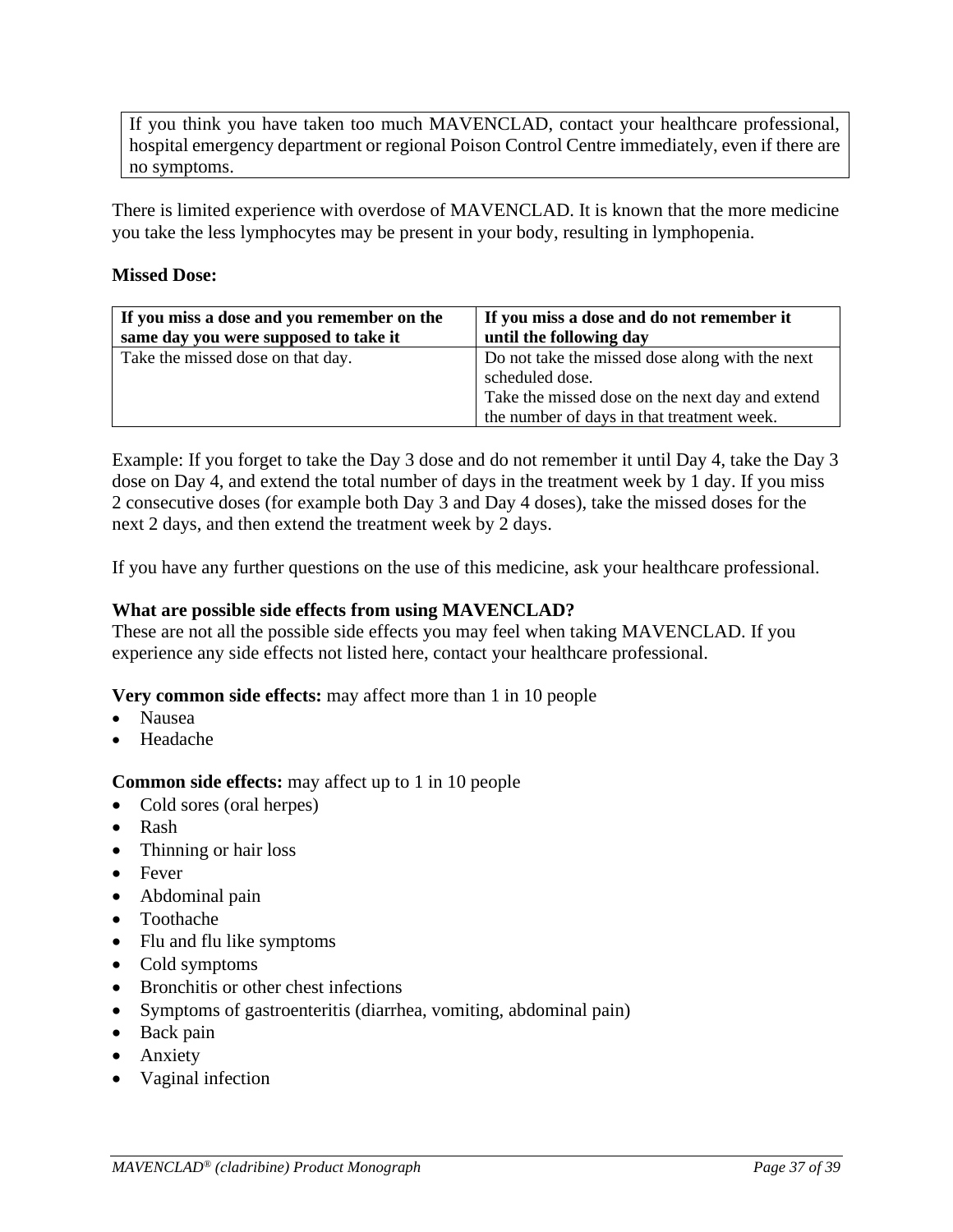If you think you have taken too much MAVENCLAD, contact your healthcare professional, hospital emergency department or regional Poison Control Centre immediately, even if there are no symptoms.

There is limited experience with overdose of MAVENCLAD. It is known that the more medicine you take the less lymphocytes may be present in your body, resulting in lymphopenia.

**Missed Dose:**

| If you miss a dose and you remember on the same day you were supposed to take it | If you miss a dose and do not remember it until the following day |
|---|---|
| Take the missed dose on that day. | Do not take the missed dose along with the next scheduled dose.<br>Take the missed dose on the next day and extend the number of days in that treatment week. |

Example: If you forget to take the Day 3 dose and do not remember it until Day 4, take the Day 3 dose on Day 4, and extend the total number of days in the treatment week by 1 day. If you miss 2 consecutive doses (for example both Day 3 and Day 4 doses), take the missed doses for the next 2 days, and then extend the treatment week by 2 days.

If you have any further questions on the use of this medicine, ask your healthcare professional.

**What are possible side effects from using MAVENCLAD?**

These are not all the possible side effects you may feel when taking MAVENCLAD. If you experience any side effects not listed here, contact your healthcare professional.

**Very common side effects:** may affect more than 1 in 10 people

- Nausea
- Headache

**Common side effects:** may affect up to 1 in 10 people

- Cold sores (oral herpes)
- Rash
- Thinning or hair loss
- Fever
- Abdominal pain
- Toothache
- Flu and flu like symptoms
- Cold symptoms
- Bronchitis or other chest infections
- Symptoms of gastroenteritis (diarrhea, vomiting, abdominal pain)
- Back pain
- Anxiety
- Vaginal infection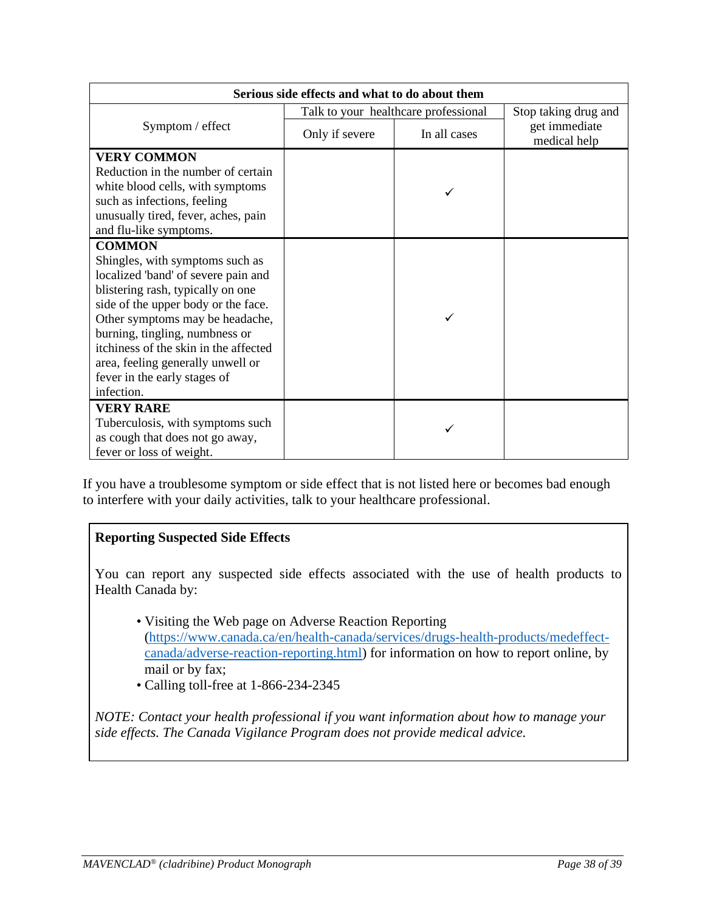| Serious side effects and what to do about them | | | |
|---|---|---|---|
| Symptom / effect | Talk to your healthcare professional | | Stop taking drug and get immediate medical help |
| | Only if severe | In all cases | |
| **VERY COMMON**<br>Reduction in the number of certain white blood cells, with symptoms such as infections, feeling unusually tired, fever, aches, pain and flu-like symptoms. | | ✓ | |
| **COMMON**<br>Shingles, with symptoms such as localized 'band' of severe pain and blistering rash, typically on one side of the upper body or the face. Other symptoms may be headache, burning, tingling, numbness or itchiness of the skin in the affected area, feeling generally unwell or fever in the early stages of infection. | | ✓ | |
| **VERY RARE**<br>Tuberculosis, with symptoms such as cough that does not go away, fever or loss of weight. | | ✓ | |

If you have a troublesome symptom or side effect that is not listed here or becomes bad enough to interfere with your daily activities, talk to your healthcare professional.

**Reporting Suspected Side Effects**

You can report any suspected side effects associated with the use of health products to Health Canada by:

- Visiting the Web page on Adverse Reaction Reporting (https://www.canada.ca/en/health-canada/services/drugs-health-products/medeffect-canada/adverse-reaction-reporting.html) for information on how to report online, by mail or by fax;
- Calling toll-free at 1-866-234-2345

*NOTE: Contact your health professional if you want information about how to manage your side effects. The Canada Vigilance Program does not provide medical advice.*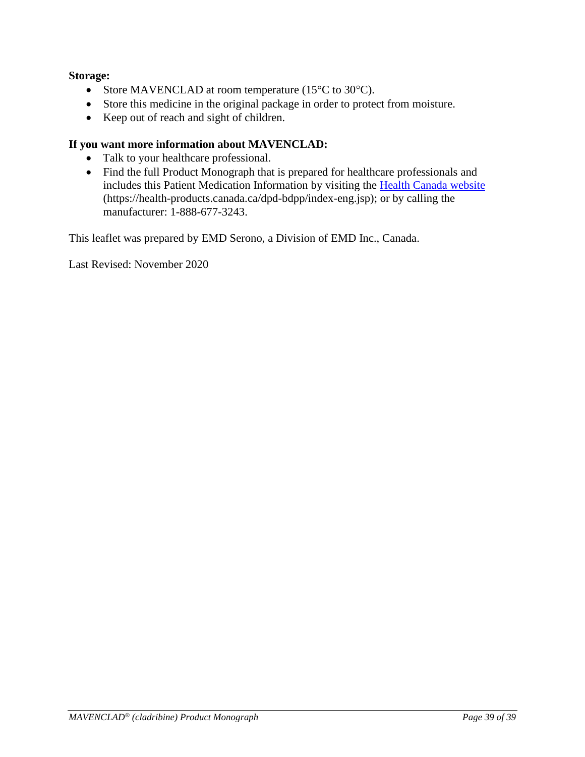**Storage:**

- Store MAVENCLAD at room temperature (15°C to 30°C).
- Store this medicine in the original package in order to protect from moisture.
- Keep out of reach and sight of children.

**If you want more information about MAVENCLAD:**

- Talk to your healthcare professional.
- Find the full Product Monograph that is prepared for healthcare professionals and includes this Patient Medication Information by visiting the Health Canada website (https://health-products.canada.ca/dpd-bdpp/index-eng.jsp); or by calling the manufacturer: 1-888-677-3243.

This leaflet was prepared by EMD Serono, a Division of EMD Inc., Canada.

Last Revised: November 2020